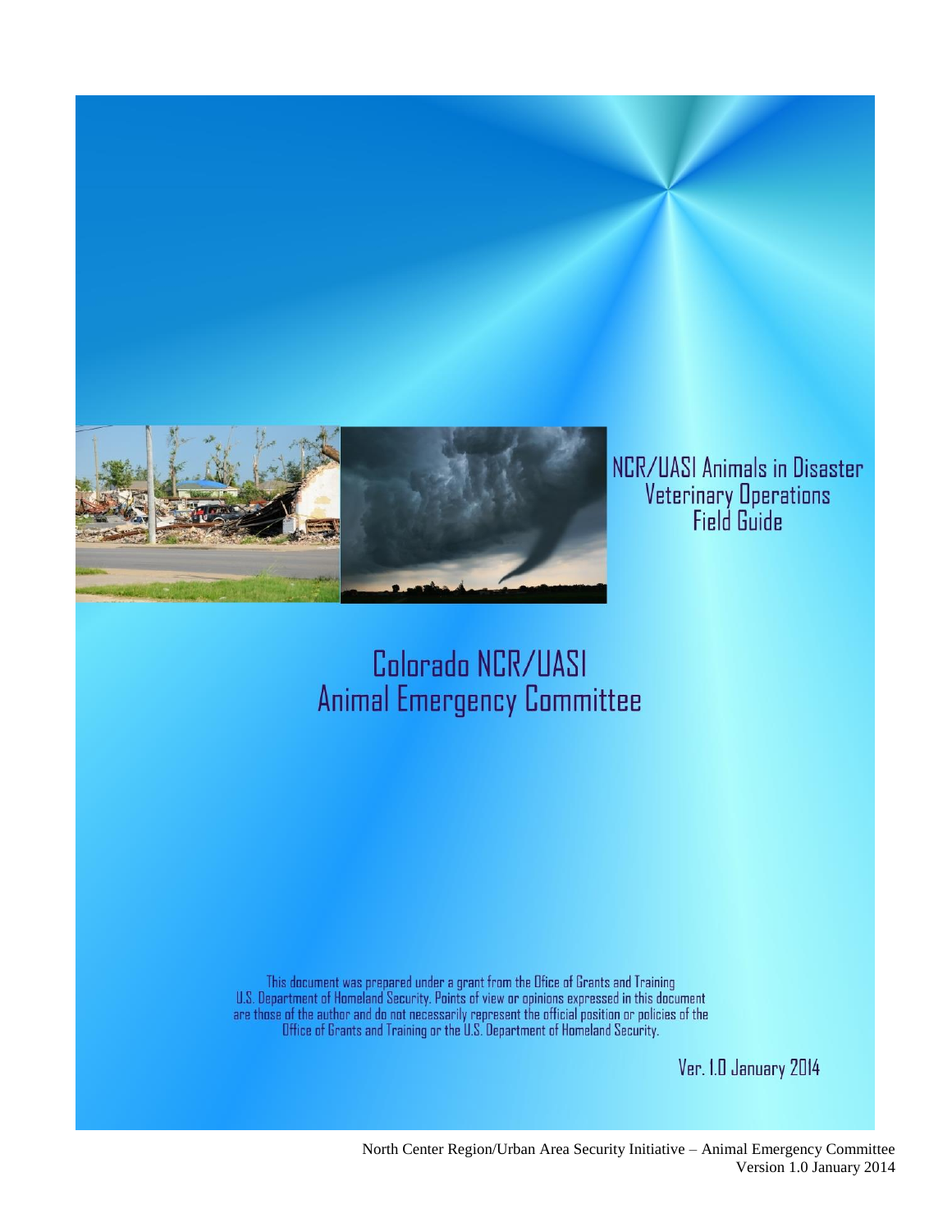# NCR/UASI Animals in Disaster Veterinary Operations Field Guide

## Colorado NCR/UASI Animal Emergency Committee

This document was prepared under a grant from the Ofice of Grants and Training U.S. Department of Homeland Security. Points of view or opinions expressed in this document are those of the author and do not necessarily represent the official position or policies of the Office of Grants and Training or the U.S. Department of Homeland Security.

Ver. 1.0 January 2014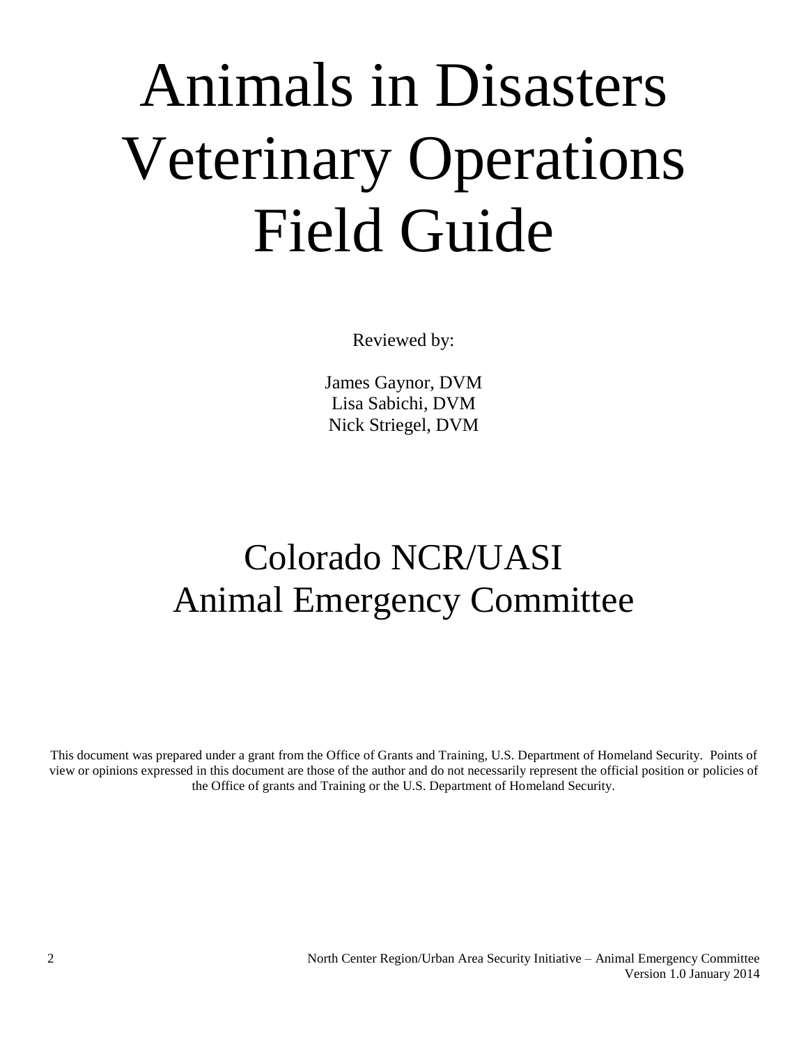# Animals in Disasters Veterinary Operations Field Guide

Reviewed by:

James Gaynor, DVM
Lisa Sabichi, DVM
Nick Striegel, DVM

## Colorado NCR/UASI Animal Emergency Committee

This document was prepared under a grant from the Office of Grants and Training, U.S. Department of Homeland Security. Points of view or opinions expressed in this document are those of the author and do not necessarily represent the official position or policies of the Office of grants and Training or the U.S. Department of Homeland Security.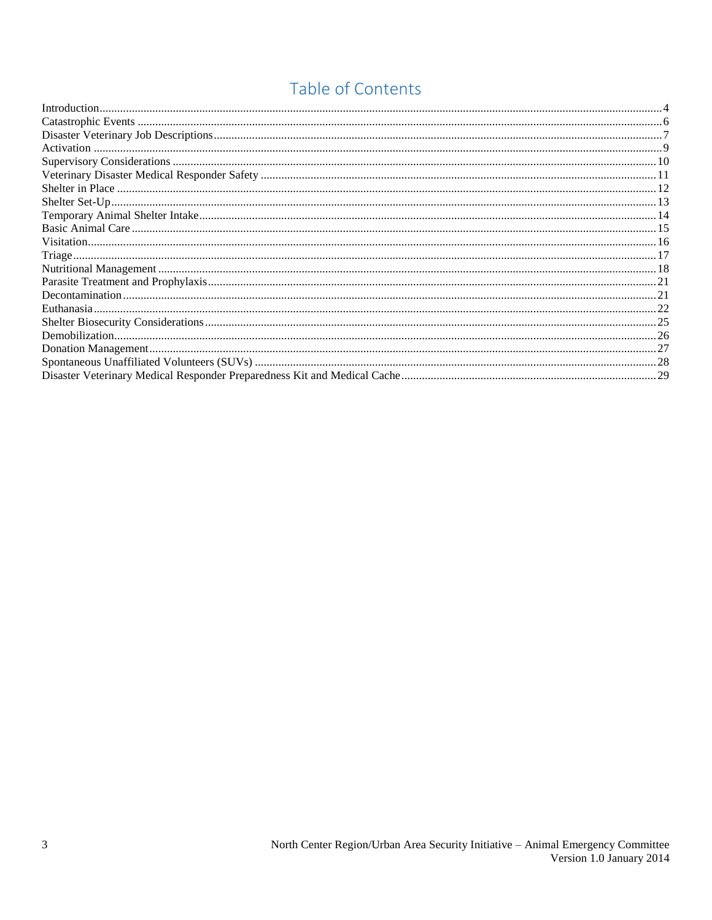# Table of Contents

| Section | Page |
|---|---|
| Introduction | 4 |
| Catastrophic Events | 6 |
| Disaster Veterinary Job Descriptions | 7 |
| Activation | 9 |
| Supervisory Considerations | 10 |
| Veterinary Disaster Medical Responder Safety | 11 |
| Shelter in Place | 12 |
| Shelter Set-Up | 13 |
| Temporary Animal Shelter Intake | 14 |
| Basic Animal Care | 15 |
| Visitation | 16 |
| Triage | 17 |
| Nutritional Management | 18 |
| Parasite Treatment and Prophylaxis | 21 |
| Decontamination | 21 |
| Euthanasia | 22 |
| Shelter Biosecurity Considerations | 25 |
| Demobilization | 26 |
| Donation Management | 27 |
| Spontaneous Unaffiliated Volunteers (SUVs) | 28 |
| Disaster Veterinary Medical Responder Preparedness Kit and Medical Cache | 29 |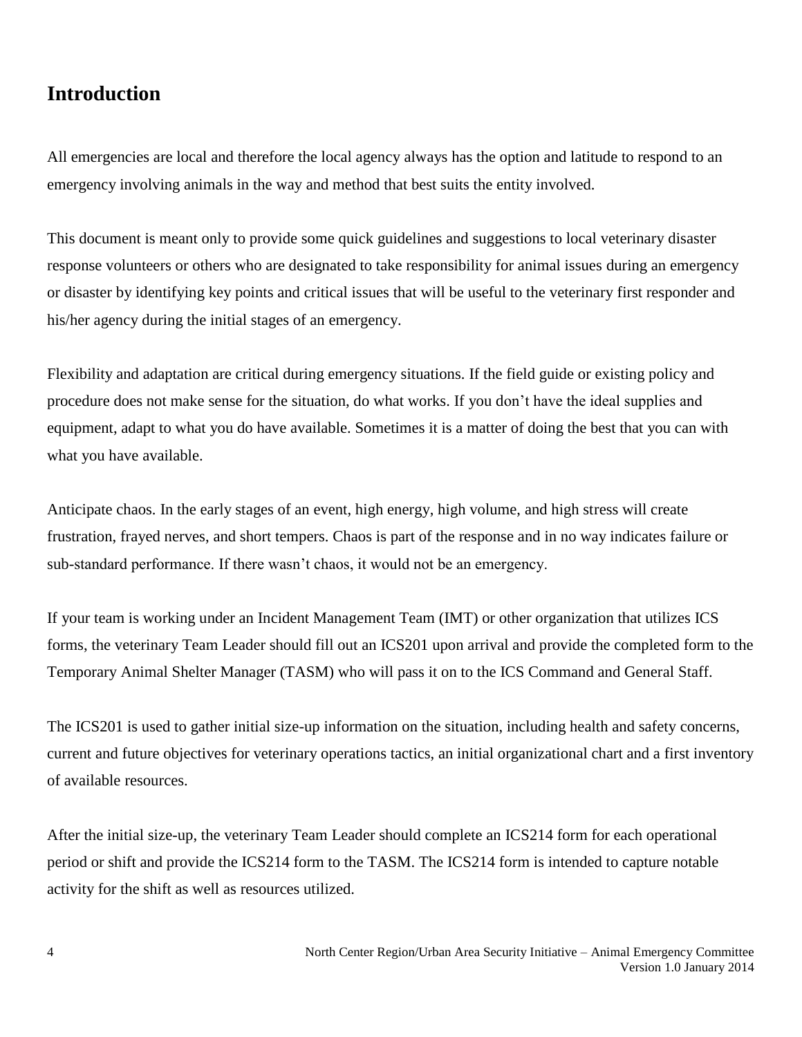## Introduction

All emergencies are local and therefore the local agency always has the option and latitude to respond to an emergency involving animals in the way and method that best suits the entity involved.

This document is meant only to provide some quick guidelines and suggestions to local veterinary disaster response volunteers or others who are designated to take responsibility for animal issues during an emergency or disaster by identifying key points and critical issues that will be useful to the veterinary first responder and his/her agency during the initial stages of an emergency.

Flexibility and adaptation are critical during emergency situations. If the field guide or existing policy and procedure does not make sense for the situation, do what works. If you don't have the ideal supplies and equipment, adapt to what you do have available. Sometimes it is a matter of doing the best that you can with what you have available.

Anticipate chaos. In the early stages of an event, high energy, high volume, and high stress will create frustration, frayed nerves, and short tempers. Chaos is part of the response and in no way indicates failure or sub-standard performance. If there wasn't chaos, it would not be an emergency.

If your team is working under an Incident Management Team (IMT) or other organization that utilizes ICS forms, the veterinary Team Leader should fill out an ICS201 upon arrival and provide the completed form to the Temporary Animal Shelter Manager (TASM) who will pass it on to the ICS Command and General Staff.

The ICS201 is used to gather initial size-up information on the situation, including health and safety concerns, current and future objectives for veterinary operations tactics, an initial organizational chart and a first inventory of available resources.

After the initial size-up, the veterinary Team Leader should complete an ICS214 form for each operational period or shift and provide the ICS214 form to the TASM. The ICS214 form is intended to capture notable activity for the shift as well as resources utilized.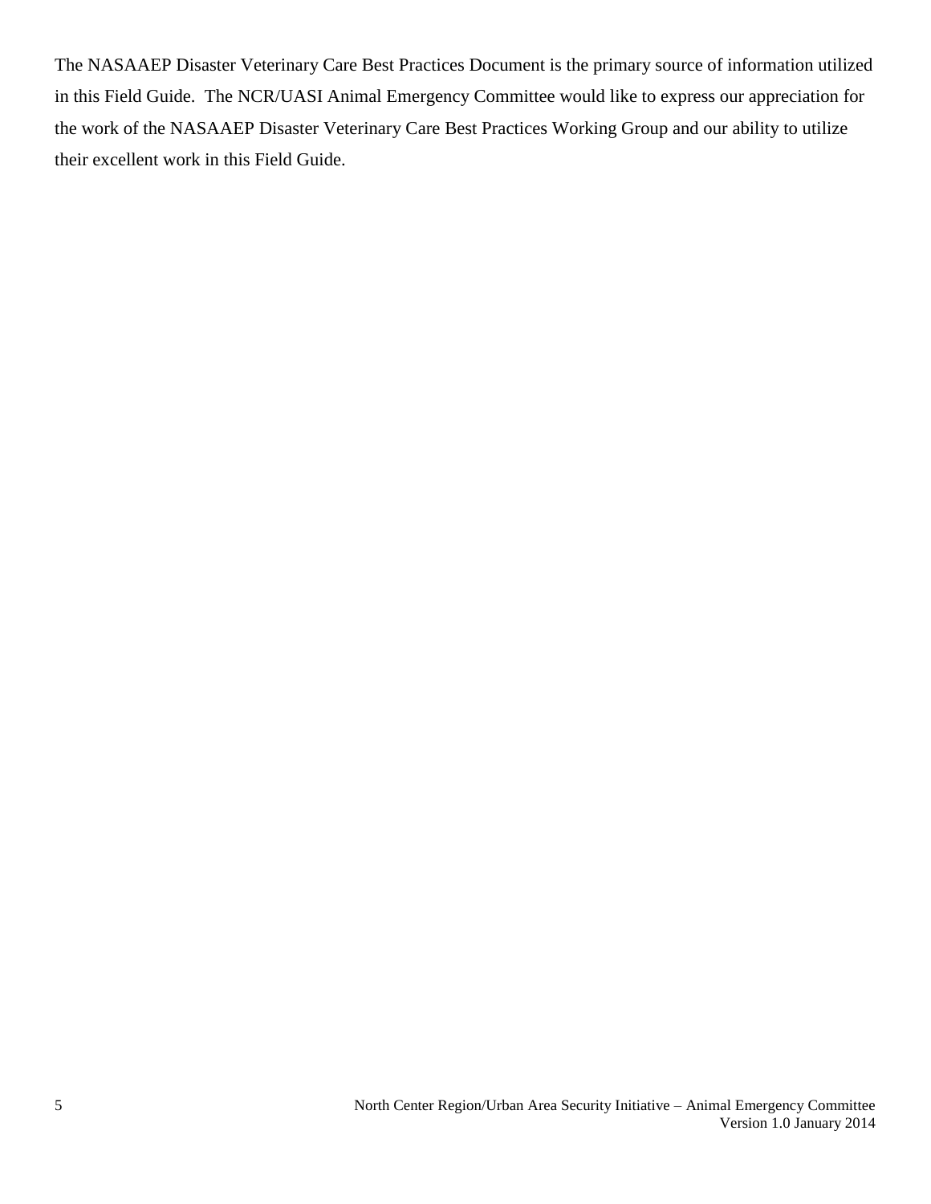The NASAAEP Disaster Veterinary Care Best Practices Document is the primary source of information utilized in this Field Guide. The NCR/UASI Animal Emergency Committee would like to express our appreciation for the work of the NASAAEP Disaster Veterinary Care Best Practices Working Group and our ability to utilize their excellent work in this Field Guide.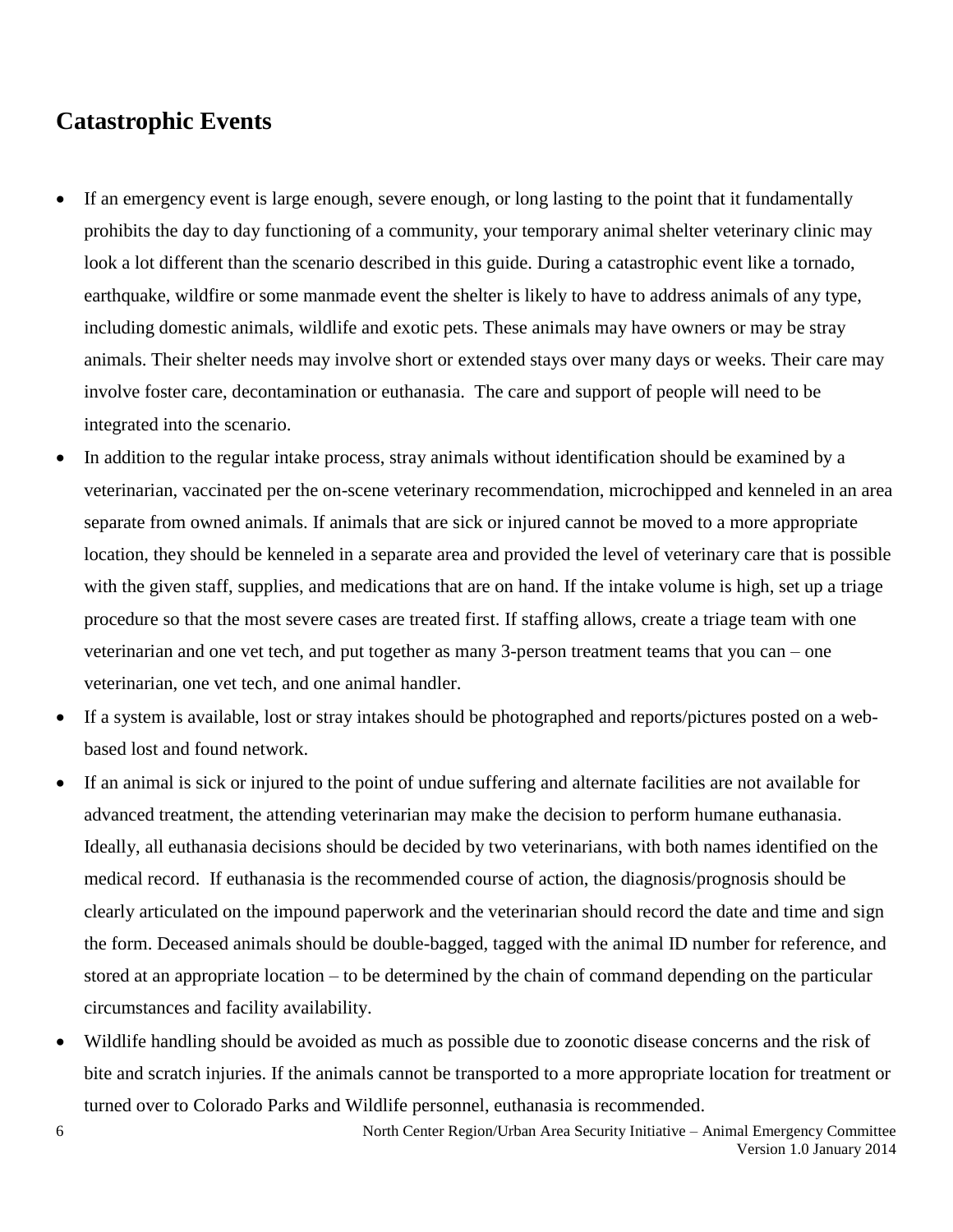## Catastrophic Events

- If an emergency event is large enough, severe enough, or long lasting to the point that it fundamentally prohibits the day to day functioning of a community, your temporary animal shelter veterinary clinic may look a lot different than the scenario described in this guide. During a catastrophic event like a tornado, earthquake, wildfire or some manmade event the shelter is likely to have to address animals of any type, including domestic animals, wildlife and exotic pets. These animals may have owners or may be stray animals. Their shelter needs may involve short or extended stays over many days or weeks. Their care may involve foster care, decontamination or euthanasia. The care and support of people will need to be integrated into the scenario.
- In addition to the regular intake process, stray animals without identification should be examined by a veterinarian, vaccinated per the on-scene veterinary recommendation, microchipped and kenneled in an area separate from owned animals. If animals that are sick or injured cannot be moved to a more appropriate location, they should be kenneled in a separate area and provided the level of veterinary care that is possible with the given staff, supplies, and medications that are on hand. If the intake volume is high, set up a triage procedure so that the most severe cases are treated first. If staffing allows, create a triage team with one veterinarian and one vet tech, and put together as many 3-person treatment teams that you can – one veterinarian, one vet tech, and one animal handler.
- If a system is available, lost or stray intakes should be photographed and reports/pictures posted on a web-based lost and found network.
- If an animal is sick or injured to the point of undue suffering and alternate facilities are not available for advanced treatment, the attending veterinarian may make the decision to perform humane euthanasia. Ideally, all euthanasia decisions should be decided by two veterinarians, with both names identified on the medical record. If euthanasia is the recommended course of action, the diagnosis/prognosis should be clearly articulated on the impound paperwork and the veterinarian should record the date and time and sign the form. Deceased animals should be double-bagged, tagged with the animal ID number for reference, and stored at an appropriate location – to be determined by the chain of command depending on the particular circumstances and facility availability.
- Wildlife handling should be avoided as much as possible due to zoonotic disease concerns and the risk of bite and scratch injuries. If the animals cannot be transported to a more appropriate location for treatment or turned over to Colorado Parks and Wildlife personnel, euthanasia is recommended.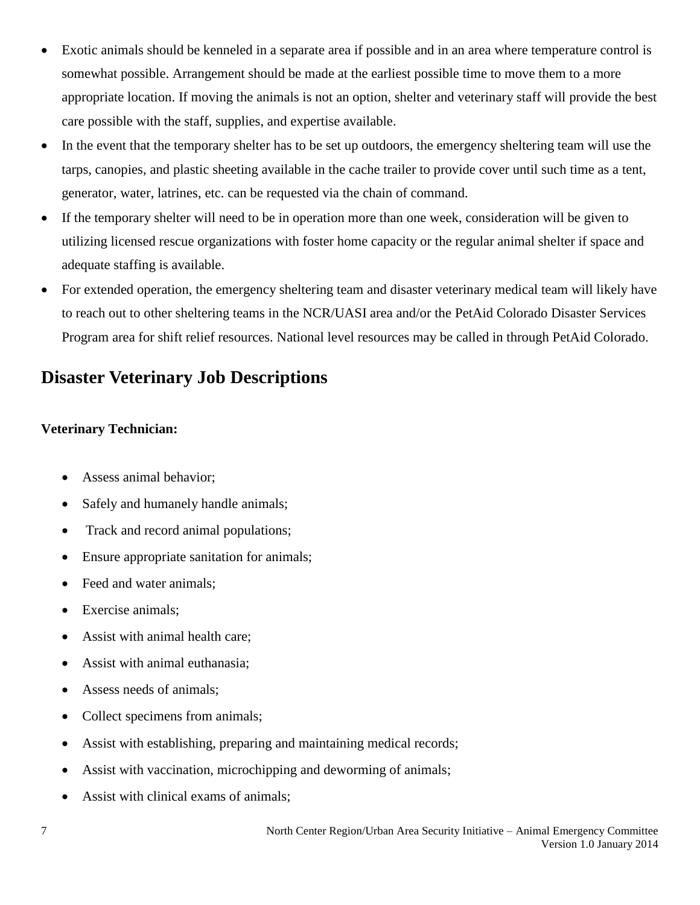- Exotic animals should be kenneled in a separate area if possible and in an area where temperature control is somewhat possible. Arrangement should be made at the earliest possible time to move them to a more appropriate location. If moving the animals is not an option, shelter and veterinary staff will provide the best care possible with the staff, supplies, and expertise available.
- In the event that the temporary shelter has to be set up outdoors, the emergency sheltering team will use the tarps, canopies, and plastic sheeting available in the cache trailer to provide cover until such time as a tent, generator, water, latrines, etc. can be requested via the chain of command.
- If the temporary shelter will need to be in operation more than one week, consideration will be given to utilizing licensed rescue organizations with foster home capacity or the regular animal shelter if space and adequate staffing is available.
- For extended operation, the emergency sheltering team and disaster veterinary medical team will likely have to reach out to other sheltering teams in the NCR/UASI area and/or the PetAid Colorado Disaster Services Program area for shift relief resources. National level resources may be called in through PetAid Colorado.

## Disaster Veterinary Job Descriptions

**Veterinary Technician:**

- Assess animal behavior;
- Safely and humanely handle animals;
- Track and record animal populations;
- Ensure appropriate sanitation for animals;
- Feed and water animals;
- Exercise animals;
- Assist with animal health care;
- Assist with animal euthanasia;
- Assess needs of animals;
- Collect specimens from animals;
- Assist with establishing, preparing and maintaining medical records;
- Assist with vaccination, microchipping and deworming of animals;
- Assist with clinical exams of animals;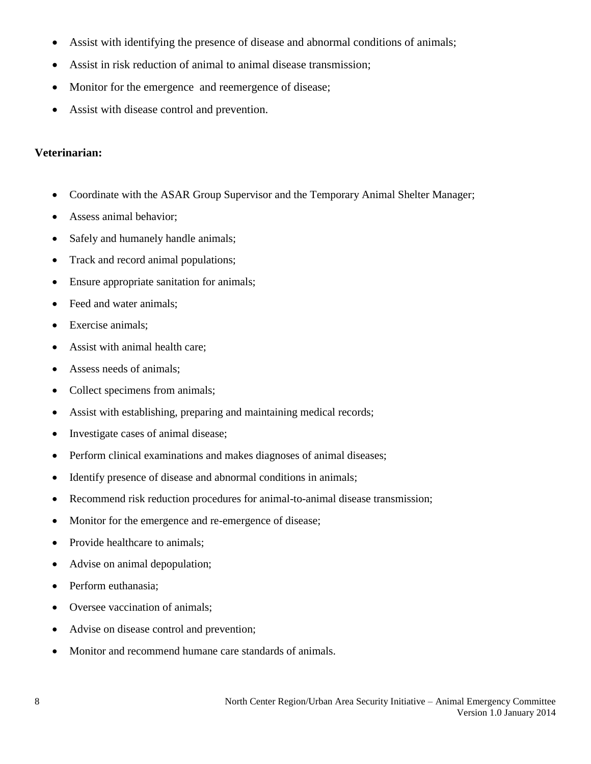- Assist with identifying the presence of disease and abnormal conditions of animals;
- Assist in risk reduction of animal to animal disease transmission;
- Monitor for the emergence  and reemergence of disease;
- Assist with disease control and prevention.

**Veterinarian:**

- Coordinate with the ASAR Group Supervisor and the Temporary Animal Shelter Manager;
- Assess animal behavior;
- Safely and humanely handle animals;
- Track and record animal populations;
- Ensure appropriate sanitation for animals;
- Feed and water animals;
- Exercise animals;
- Assist with animal health care;
- Assess needs of animals;
- Collect specimens from animals;
- Assist with establishing, preparing and maintaining medical records;
- Investigate cases of animal disease;
- Perform clinical examinations and makes diagnoses of animal diseases;
- Identify presence of disease and abnormal conditions in animals;
- Recommend risk reduction procedures for animal-to-animal disease transmission;
- Monitor for the emergence and re-emergence of disease;
- Provide healthcare to animals;
- Advise on animal depopulation;
- Perform euthanasia;
- Oversee vaccination of animals;
- Advise on disease control and prevention;
- Monitor and recommend humane care standards of animals.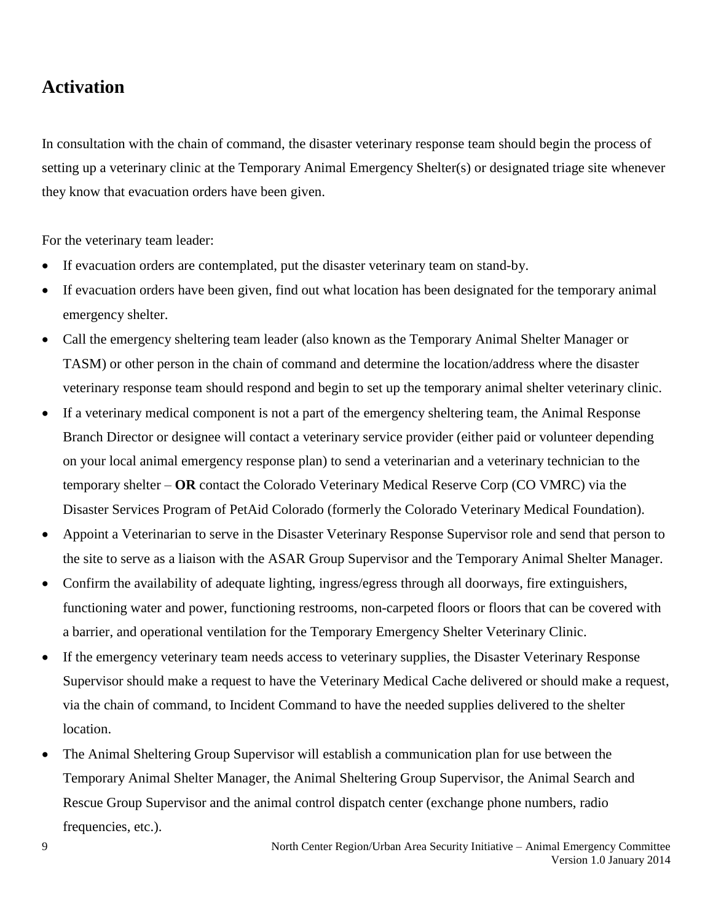## Activation

In consultation with the chain of command, the disaster veterinary response team should begin the process of setting up a veterinary clinic at the Temporary Animal Emergency Shelter(s) or designated triage site whenever they know that evacuation orders have been given.

For the veterinary team leader:

- If evacuation orders are contemplated, put the disaster veterinary team on stand-by.
- If evacuation orders have been given, find out what location has been designated for the temporary animal emergency shelter.
- Call the emergency sheltering team leader (also known as the Temporary Animal Shelter Manager or TASM) or other person in the chain of command and determine the location/address where the disaster veterinary response team should respond and begin to set up the temporary animal shelter veterinary clinic.
- If a veterinary medical component is not a part of the emergency sheltering team, the Animal Response Branch Director or designee will contact a veterinary service provider (either paid or volunteer depending on your local animal emergency response plan) to send a veterinarian and a veterinary technician to the temporary shelter – **OR** contact the Colorado Veterinary Medical Reserve Corp (CO VMRC) via the Disaster Services Program of PetAid Colorado (formerly the Colorado Veterinary Medical Foundation).
- Appoint a Veterinarian to serve in the Disaster Veterinary Response Supervisor role and send that person to the site to serve as a liaison with the ASAR Group Supervisor and the Temporary Animal Shelter Manager.
- Confirm the availability of adequate lighting, ingress/egress through all doorways, fire extinguishers, functioning water and power, functioning restrooms, non-carpeted floors or floors that can be covered with a barrier, and operational ventilation for the Temporary Emergency Shelter Veterinary Clinic.
- If the emergency veterinary team needs access to veterinary supplies, the Disaster Veterinary Response Supervisor should make a request to have the Veterinary Medical Cache delivered or should make a request, via the chain of command, to Incident Command to have the needed supplies delivered to the shelter location.
- The Animal Sheltering Group Supervisor will establish a communication plan for use between the Temporary Animal Shelter Manager, the Animal Sheltering Group Supervisor, the Animal Search and Rescue Group Supervisor and the animal control dispatch center (exchange phone numbers, radio frequencies, etc.).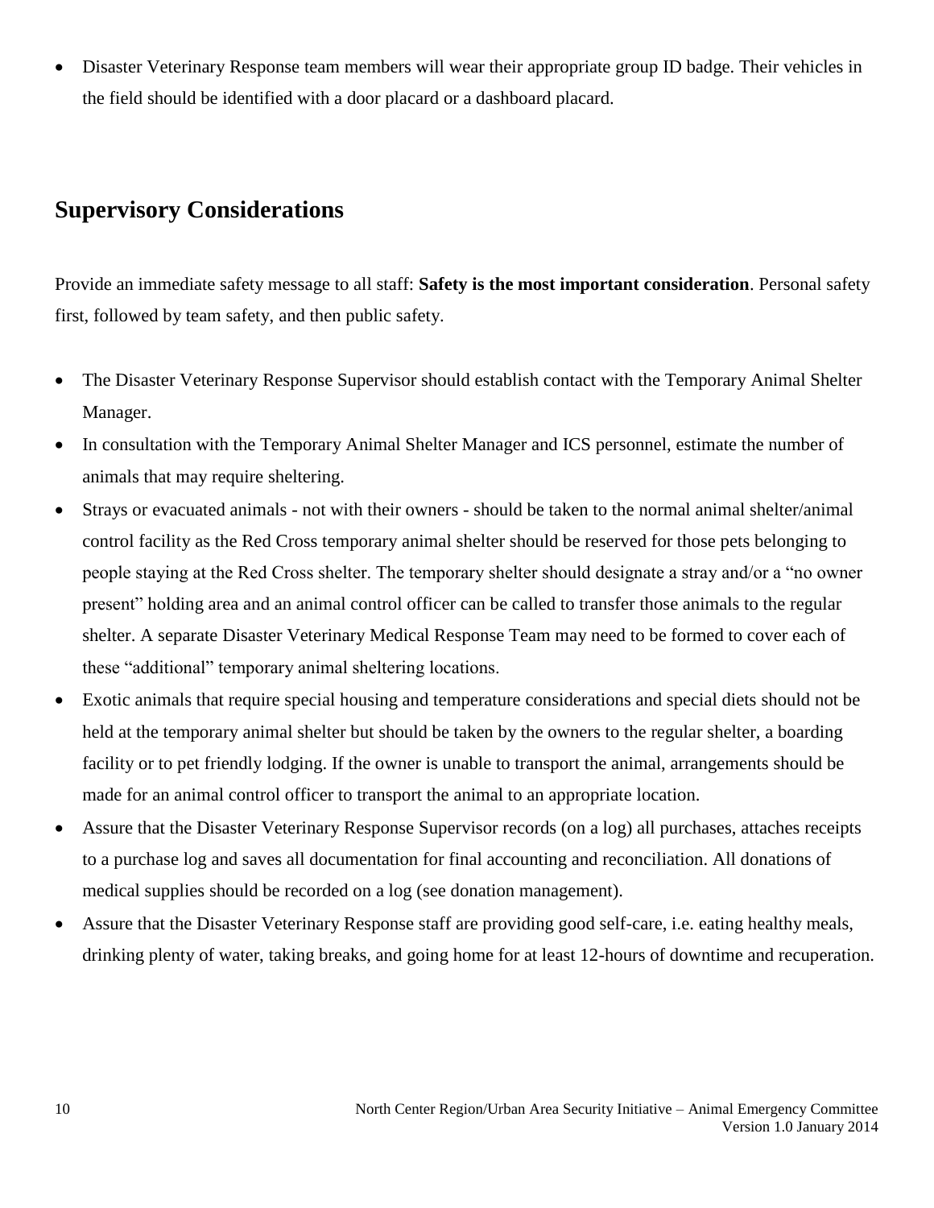- Disaster Veterinary Response team members will wear their appropriate group ID badge. Their vehicles in the field should be identified with a door placard or a dashboard placard.

## Supervisory Considerations

Provide an immediate safety message to all staff: **Safety is the most important consideration**. Personal safety first, followed by team safety, and then public safety.

- The Disaster Veterinary Response Supervisor should establish contact with the Temporary Animal Shelter Manager.
- In consultation with the Temporary Animal Shelter Manager and ICS personnel, estimate the number of animals that may require sheltering.
- Strays or evacuated animals - not with their owners - should be taken to the normal animal shelter/animal control facility as the Red Cross temporary animal shelter should be reserved for those pets belonging to people staying at the Red Cross shelter. The temporary shelter should designate a stray and/or a "no owner present" holding area and an animal control officer can be called to transfer those animals to the regular shelter. A separate Disaster Veterinary Medical Response Team may need to be formed to cover each of these "additional" temporary animal sheltering locations.
- Exotic animals that require special housing and temperature considerations and special diets should not be held at the temporary animal shelter but should be taken by the owners to the regular shelter, a boarding facility or to pet friendly lodging. If the owner is unable to transport the animal, arrangements should be made for an animal control officer to transport the animal to an appropriate location.
- Assure that the Disaster Veterinary Response Supervisor records (on a log) all purchases, attaches receipts to a purchase log and saves all documentation for final accounting and reconciliation. All donations of medical supplies should be recorded on a log (see donation management).
- Assure that the Disaster Veterinary Response staff are providing good self-care, i.e. eating healthy meals, drinking plenty of water, taking breaks, and going home for at least 12-hours of downtime and recuperation.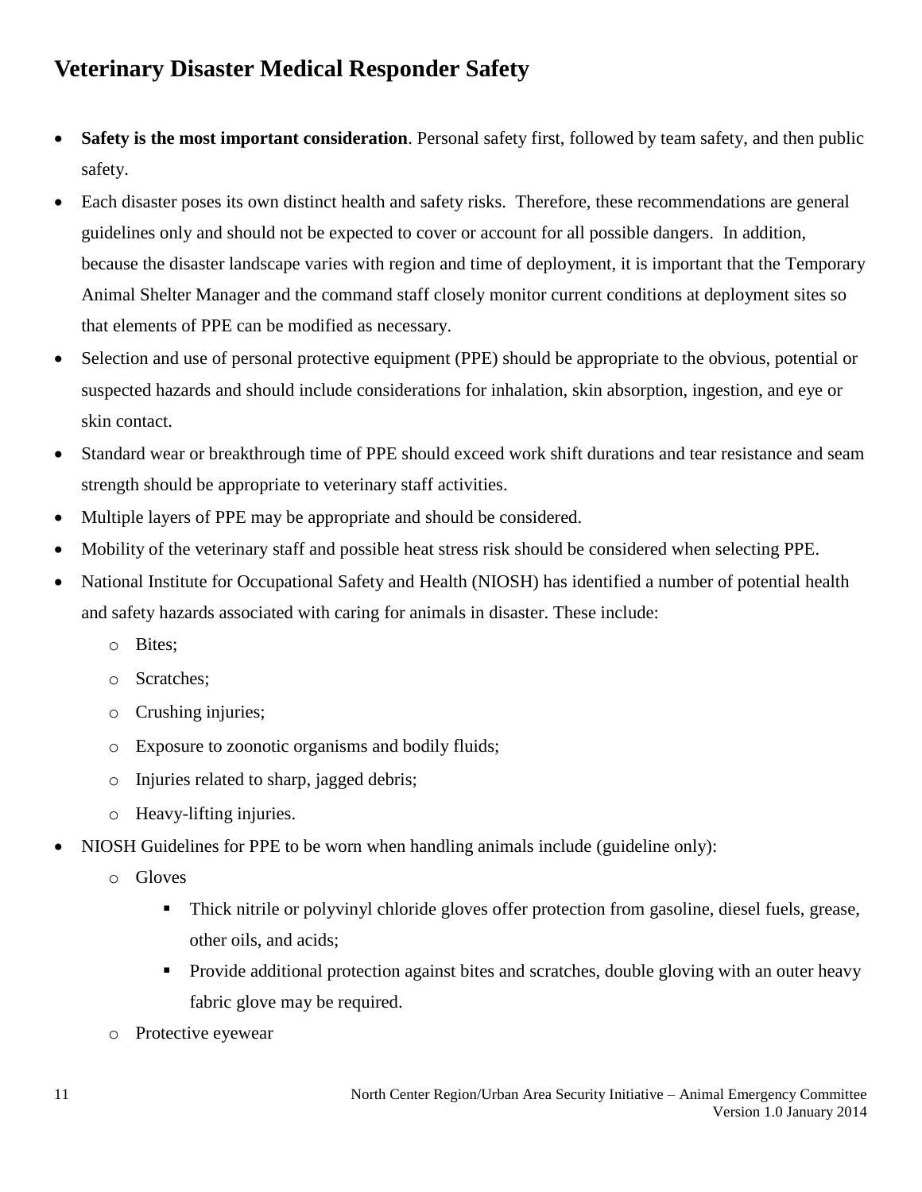## Veterinary Disaster Medical Responder Safety

- **Safety is the most important consideration**. Personal safety first, followed by team safety, and then public safety.
- Each disaster poses its own distinct health and safety risks. Therefore, these recommendations are general guidelines only and should not be expected to cover or account for all possible dangers. In addition, because the disaster landscape varies with region and time of deployment, it is important that the Temporary Animal Shelter Manager and the command staff closely monitor current conditions at deployment sites so that elements of PPE can be modified as necessary.
- Selection and use of personal protective equipment (PPE) should be appropriate to the obvious, potential or suspected hazards and should include considerations for inhalation, skin absorption, ingestion, and eye or skin contact.
- Standard wear or breakthrough time of PPE should exceed work shift durations and tear resistance and seam strength should be appropriate to veterinary staff activities.
- Multiple layers of PPE may be appropriate and should be considered.
- Mobility of the veterinary staff and possible heat stress risk should be considered when selecting PPE.
- National Institute for Occupational Safety and Health (NIOSH) has identified a number of potential health and safety hazards associated with caring for animals in disaster. These include:
  - Bites;
  - Scratches;
  - Crushing injuries;
  - Exposure to zoonotic organisms and bodily fluids;
  - Injuries related to sharp, jagged debris;
  - Heavy-lifting injuries.
- NIOSH Guidelines for PPE to be worn when handling animals include (guideline only):
  - Gloves
    - Thick nitrile or polyvinyl chloride gloves offer protection from gasoline, diesel fuels, grease, other oils, and acids;
    - Provide additional protection against bites and scratches, double gloving with an outer heavy fabric glove may be required.
  - Protective eyewear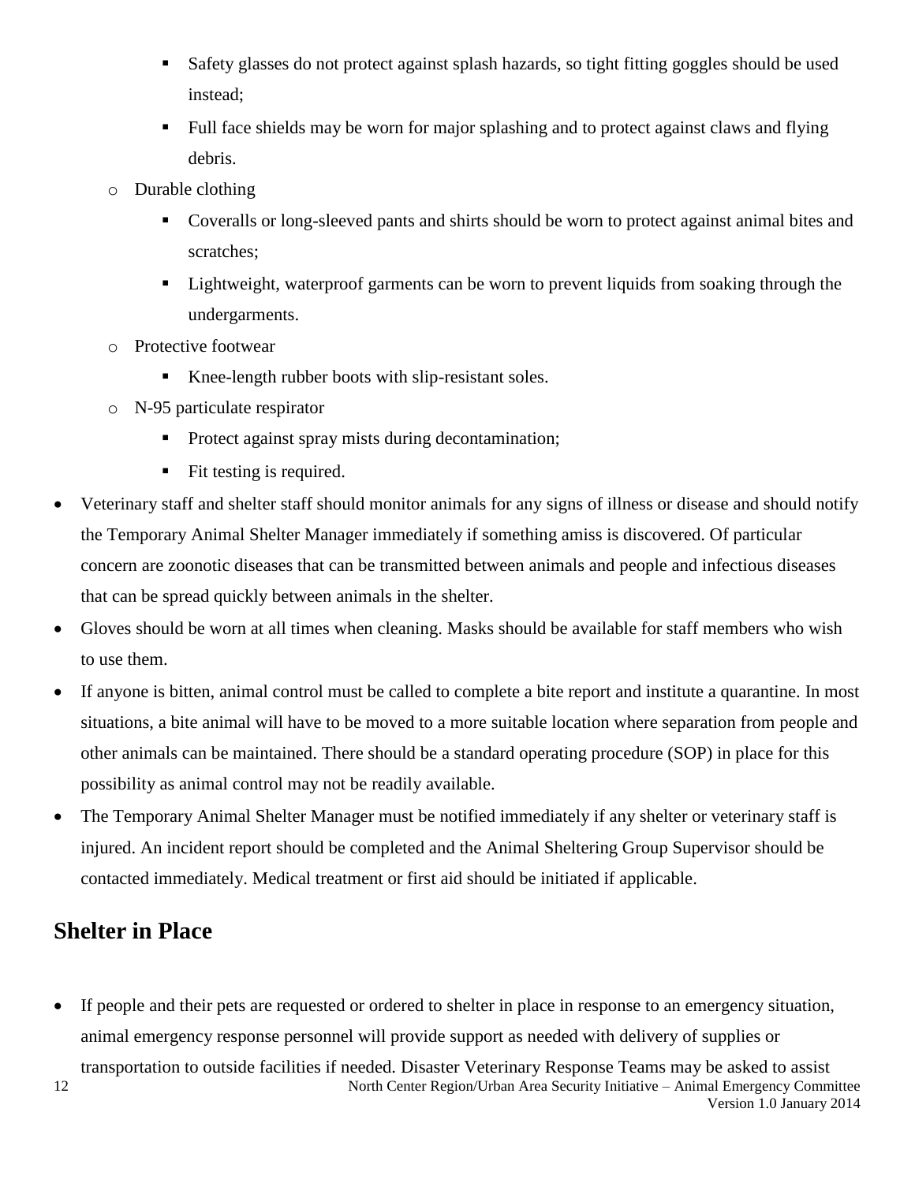- Safety glasses do not protect against splash hazards, so tight fitting goggles should be used instead;
        - Full face shields may be worn for major splashing and to protect against claws and flying debris.
    - Durable clothing
        - Coveralls or long-sleeved pants and shirts should be worn to protect against animal bites and scratches;
        - Lightweight, waterproof garments can be worn to prevent liquids from soaking through the undergarments.
    - Protective footwear
        - Knee-length rubber boots with slip-resistant soles.
    - N-95 particulate respirator
        - Protect against spray mists during decontamination;
        - Fit testing is required.
- Veterinary staff and shelter staff should monitor animals for any signs of illness or disease and should notify the Temporary Animal Shelter Manager immediately if something amiss is discovered. Of particular concern are zoonotic diseases that can be transmitted between animals and people and infectious diseases that can be spread quickly between animals in the shelter.
- Gloves should be worn at all times when cleaning. Masks should be available for staff members who wish to use them.
- If anyone is bitten, animal control must be called to complete a bite report and institute a quarantine. In most situations, a bite animal will have to be moved to a more suitable location where separation from people and other animals can be maintained. There should be a standard operating procedure (SOP) in place for this possibility as animal control may not be readily available.
- The Temporary Animal Shelter Manager must be notified immediately if any shelter or veterinary staff is injured. An incident report should be completed and the Animal Sheltering Group Supervisor should be contacted immediately. Medical treatment or first aid should be initiated if applicable.

## Shelter in Place

- If people and their pets are requested or ordered to shelter in place in response to an emergency situation, animal emergency response personnel will provide support as needed with delivery of supplies or transportation to outside facilities if needed. Disaster Veterinary Response Teams may be asked to assist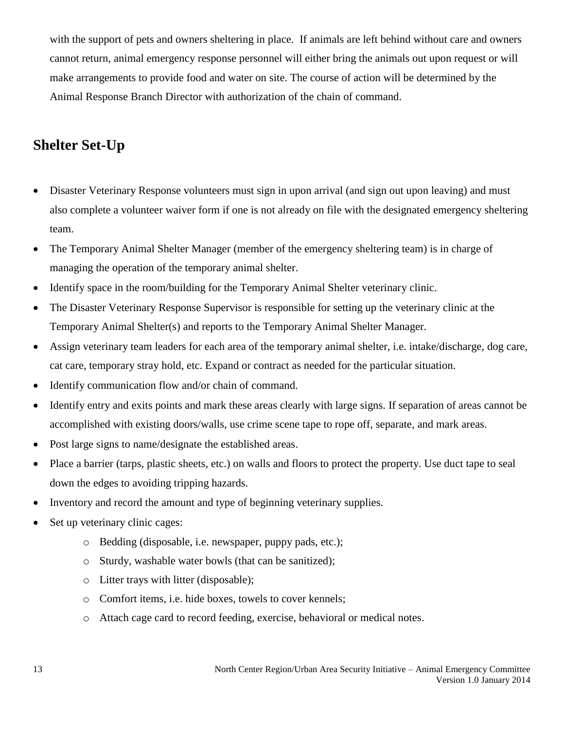with the support of pets and owners sheltering in place. If animals are left behind without care and owners cannot return, animal emergency response personnel will either bring the animals out upon request or will make arrangements to provide food and water on site. The course of action will be determined by the Animal Response Branch Director with authorization of the chain of command.

## Shelter Set-Up

- Disaster Veterinary Response volunteers must sign in upon arrival (and sign out upon leaving) and must also complete a volunteer waiver form if one is not already on file with the designated emergency sheltering team.
- The Temporary Animal Shelter Manager (member of the emergency sheltering team) is in charge of managing the operation of the temporary animal shelter.
- Identify space in the room/building for the Temporary Animal Shelter veterinary clinic.
- The Disaster Veterinary Response Supervisor is responsible for setting up the veterinary clinic at the Temporary Animal Shelter(s) and reports to the Temporary Animal Shelter Manager.
- Assign veterinary team leaders for each area of the temporary animal shelter, i.e. intake/discharge, dog care, cat care, temporary stray hold, etc. Expand or contract as needed for the particular situation.
- Identify communication flow and/or chain of command.
- Identify entry and exits points and mark these areas clearly with large signs. If separation of areas cannot be accomplished with existing doors/walls, use crime scene tape to rope off, separate, and mark areas.
- Post large signs to name/designate the established areas.
- Place a barrier (tarps, plastic sheets, etc.) on walls and floors to protect the property. Use duct tape to seal down the edges to avoiding tripping hazards.
- Inventory and record the amount and type of beginning veterinary supplies.
- Set up veterinary clinic cages:
    - Bedding (disposable, i.e. newspaper, puppy pads, etc.);
    - Sturdy, washable water bowls (that can be sanitized);
    - Litter trays with litter (disposable);
    - Comfort items, i.e. hide boxes, towels to cover kennels;
    - Attach cage card to record feeding, exercise, behavioral or medical notes.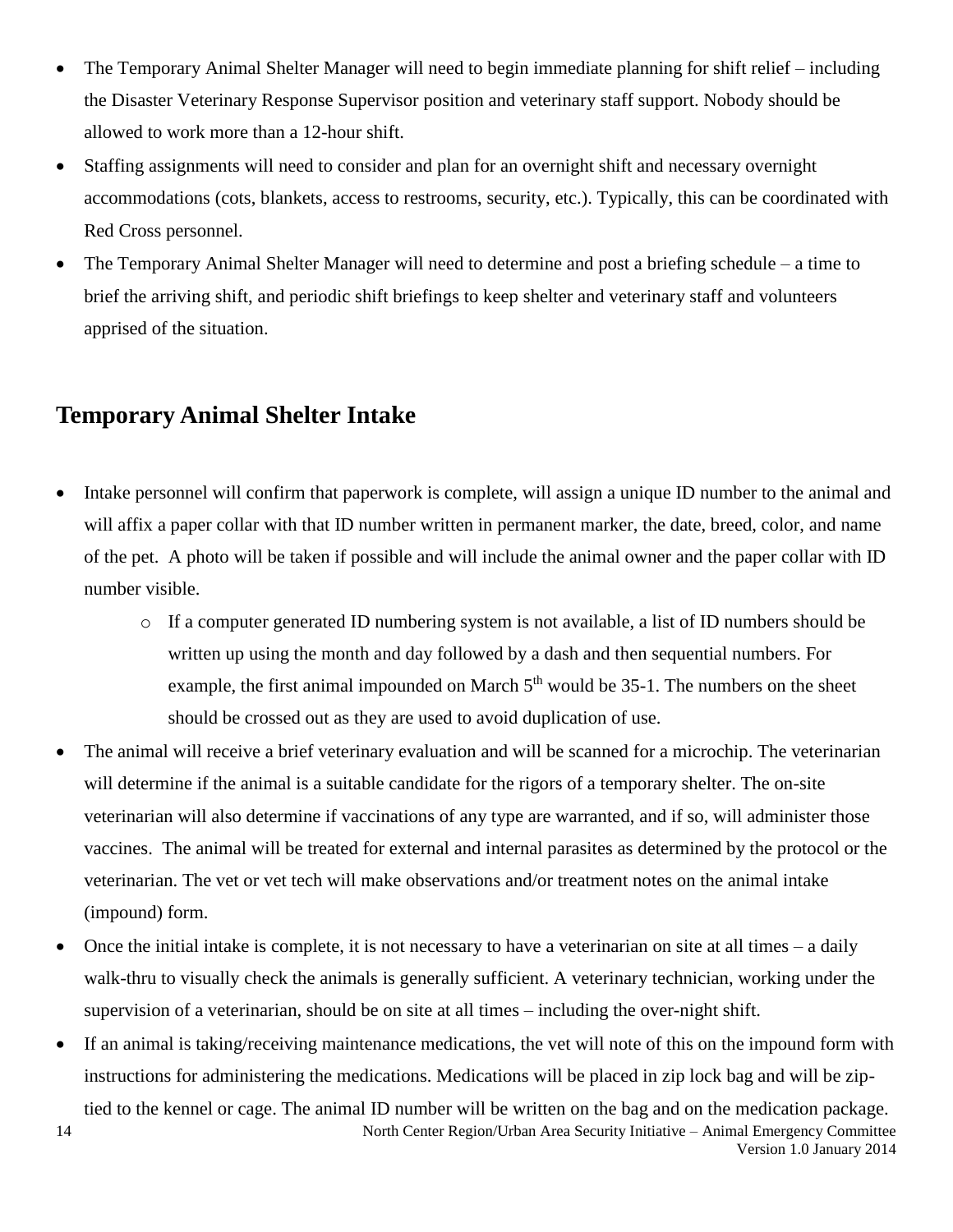- The Temporary Animal Shelter Manager will need to begin immediate planning for shift relief – including the Disaster Veterinary Response Supervisor position and veterinary staff support. Nobody should be allowed to work more than a 12-hour shift.
- Staffing assignments will need to consider and plan for an overnight shift and necessary overnight accommodations (cots, blankets, access to restrooms, security, etc.). Typically, this can be coordinated with Red Cross personnel.
- The Temporary Animal Shelter Manager will need to determine and post a briefing schedule – a time to brief the arriving shift, and periodic shift briefings to keep shelter and veterinary staff and volunteers apprised of the situation.

## Temporary Animal Shelter Intake

- Intake personnel will confirm that paperwork is complete, will assign a unique ID number to the animal and will affix a paper collar with that ID number written in permanent marker, the date, breed, color, and name of the pet. A photo will be taken if possible and will include the animal owner and the paper collar with ID number visible.
  - If a computer generated ID numbering system is not available, a list of ID numbers should be written up using the month and day followed by a dash and then sequential numbers. For example, the first animal impounded on March 5th would be 35-1. The numbers on the sheet should be crossed out as they are used to avoid duplication of use.
- The animal will receive a brief veterinary evaluation and will be scanned for a microchip. The veterinarian will determine if the animal is a suitable candidate for the rigors of a temporary shelter. The on-site veterinarian will also determine if vaccinations of any type are warranted, and if so, will administer those vaccines. The animal will be treated for external and internal parasites as determined by the protocol or the veterinarian. The vet or vet tech will make observations and/or treatment notes on the animal intake (impound) form.
- Once the initial intake is complete, it is not necessary to have a veterinarian on site at all times – a daily walk-thru to visually check the animals is generally sufficient. A veterinary technician, working under the supervision of a veterinarian, should be on site at all times – including the over-night shift.
- If an animal is taking/receiving maintenance medications, the vet will note of this on the impound form with instructions for administering the medications. Medications will be placed in zip lock bag and will be zip-tied to the kennel or cage. The animal ID number will be written on the bag and on the medication package.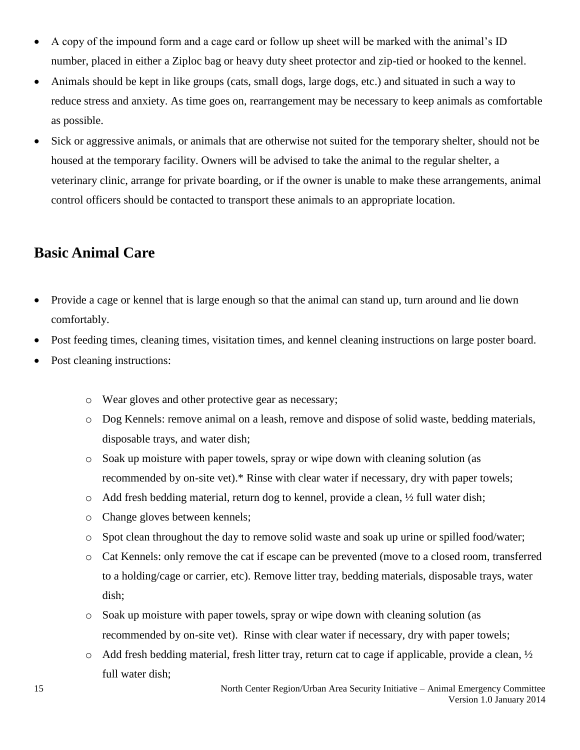- A copy of the impound form and a cage card or follow up sheet will be marked with the animal's ID number, placed in either a Ziploc bag or heavy duty sheet protector and zip-tied or hooked to the kennel.
- Animals should be kept in like groups (cats, small dogs, large dogs, etc.) and situated in such a way to reduce stress and anxiety. As time goes on, rearrangement may be necessary to keep animals as comfortable as possible.
- Sick or aggressive animals, or animals that are otherwise not suited for the temporary shelter, should not be housed at the temporary facility. Owners will be advised to take the animal to the regular shelter, a veterinary clinic, arrange for private boarding, or if the owner is unable to make these arrangements, animal control officers should be contacted to transport these animals to an appropriate location.

## Basic Animal Care

- Provide a cage or kennel that is large enough so that the animal can stand up, turn around and lie down comfortably.
- Post feeding times, cleaning times, visitation times, and kennel cleaning instructions on large poster board.
- Post cleaning instructions:
  - Wear gloves and other protective gear as necessary;
  - Dog Kennels: remove animal on a leash, remove and dispose of solid waste, bedding materials, disposable trays, and water dish;
  - Soak up moisture with paper towels, spray or wipe down with cleaning solution (as recommended by on-site vet).* Rinse with clear water if necessary, dry with paper towels;
  - Add fresh bedding material, return dog to kennel, provide a clean, ½ full water dish;
  - Change gloves between kennels;
  - Spot clean throughout the day to remove solid waste and soak up urine or spilled food/water;
  - Cat Kennels: only remove the cat if escape can be prevented (move to a closed room, transferred to a holding/cage or carrier, etc). Remove litter tray, bedding materials, disposable trays, water dish;
  - Soak up moisture with paper towels, spray or wipe down with cleaning solution (as recommended by on-site vet). Rinse with clear water if necessary, dry with paper towels;
  - Add fresh bedding material, fresh litter tray, return cat to cage if applicable, provide a clean, ½ full water dish;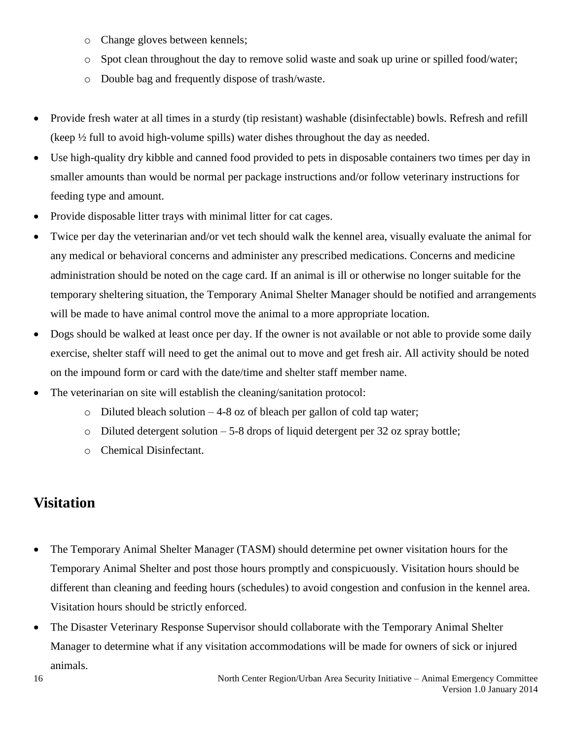- Change gloves between kennels;
  - Spot clean throughout the day to remove solid waste and soak up urine or spilled food/water;
  - Double bag and frequently dispose of trash/waste.

- Provide fresh water at all times in a sturdy (tip resistant) washable (disinfectable) bowls. Refresh and refill (keep ½ full to avoid high-volume spills) water dishes throughout the day as needed.
- Use high-quality dry kibble and canned food provided to pets in disposable containers two times per day in smaller amounts than would be normal per package instructions and/or follow veterinary instructions for feeding type and amount.
- Provide disposable litter trays with minimal litter for cat cages.
- Twice per day the veterinarian and/or vet tech should walk the kennel area, visually evaluate the animal for any medical or behavioral concerns and administer any prescribed medications. Concerns and medicine administration should be noted on the cage card. If an animal is ill or otherwise no longer suitable for the temporary sheltering situation, the Temporary Animal Shelter Manager should be notified and arrangements will be made to have animal control move the animal to a more appropriate location.
- Dogs should be walked at least once per day. If the owner is not available or not able to provide some daily exercise, shelter staff will need to get the animal out to move and get fresh air. All activity should be noted on the impound form or card with the date/time and shelter staff member name.
- The veterinarian on site will establish the cleaning/sanitation protocol:
  - Diluted bleach solution – 4-8 oz of bleach per gallon of cold tap water;
  - Diluted detergent solution – 5-8 drops of liquid detergent per 32 oz spray bottle;
  - Chemical Disinfectant.

## Visitation

- The Temporary Animal Shelter Manager (TASM) should determine pet owner visitation hours for the Temporary Animal Shelter and post those hours promptly and conspicuously. Visitation hours should be different than cleaning and feeding hours (schedules) to avoid congestion and confusion in the kennel area. Visitation hours should be strictly enforced.
- The Disaster Veterinary Response Supervisor should collaborate with the Temporary Animal Shelter Manager to determine what if any visitation accommodations will be made for owners of sick or injured animals.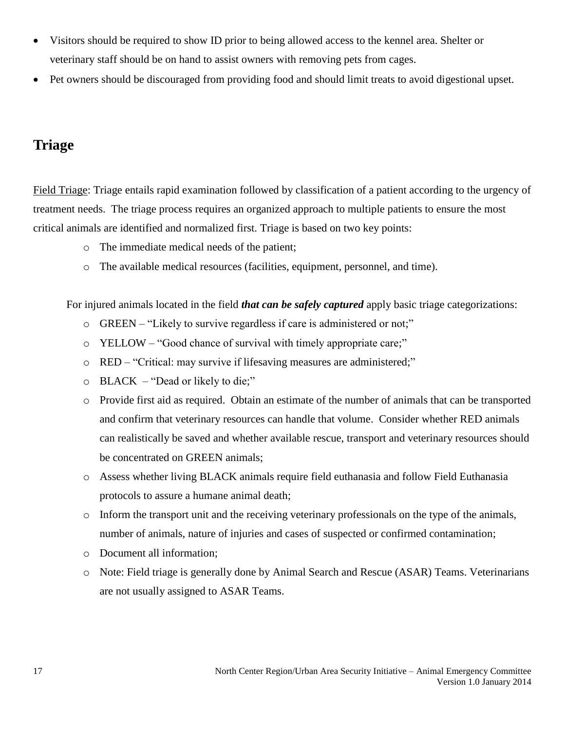- Visitors should be required to show ID prior to being allowed access to the kennel area. Shelter or veterinary staff should be on hand to assist owners with removing pets from cages.
- Pet owners should be discouraged from providing food and should limit treats to avoid digestional upset.

## Triage

Field Triage: Triage entails rapid examination followed by classification of a patient according to the urgency of treatment needs. The triage process requires an organized approach to multiple patients to ensure the most critical animals are identified and normalized first. Triage is based on two key points:

- The immediate medical needs of the patient;
- The available medical resources (facilities, equipment, personnel, and time).

For injured animals located in the field ***that can be safely captured*** apply basic triage categorizations:

- GREEN – "Likely to survive regardless if care is administered or not;"
- YELLOW – "Good chance of survival with timely appropriate care;"
- RED – "Critical: may survive if lifesaving measures are administered;"
- BLACK – "Dead or likely to die;"
- Provide first aid as required. Obtain an estimate of the number of animals that can be transported and confirm that veterinary resources can handle that volume. Consider whether RED animals can realistically be saved and whether available rescue, transport and veterinary resources should be concentrated on GREEN animals;
- Assess whether living BLACK animals require field euthanasia and follow Field Euthanasia protocols to assure a humane animal death;
- Inform the transport unit and the receiving veterinary professionals on the type of the animals, number of animals, nature of injuries and cases of suspected or confirmed contamination;
- Document all information;
- Note: Field triage is generally done by Animal Search and Rescue (ASAR) Teams. Veterinarians are not usually assigned to ASAR Teams.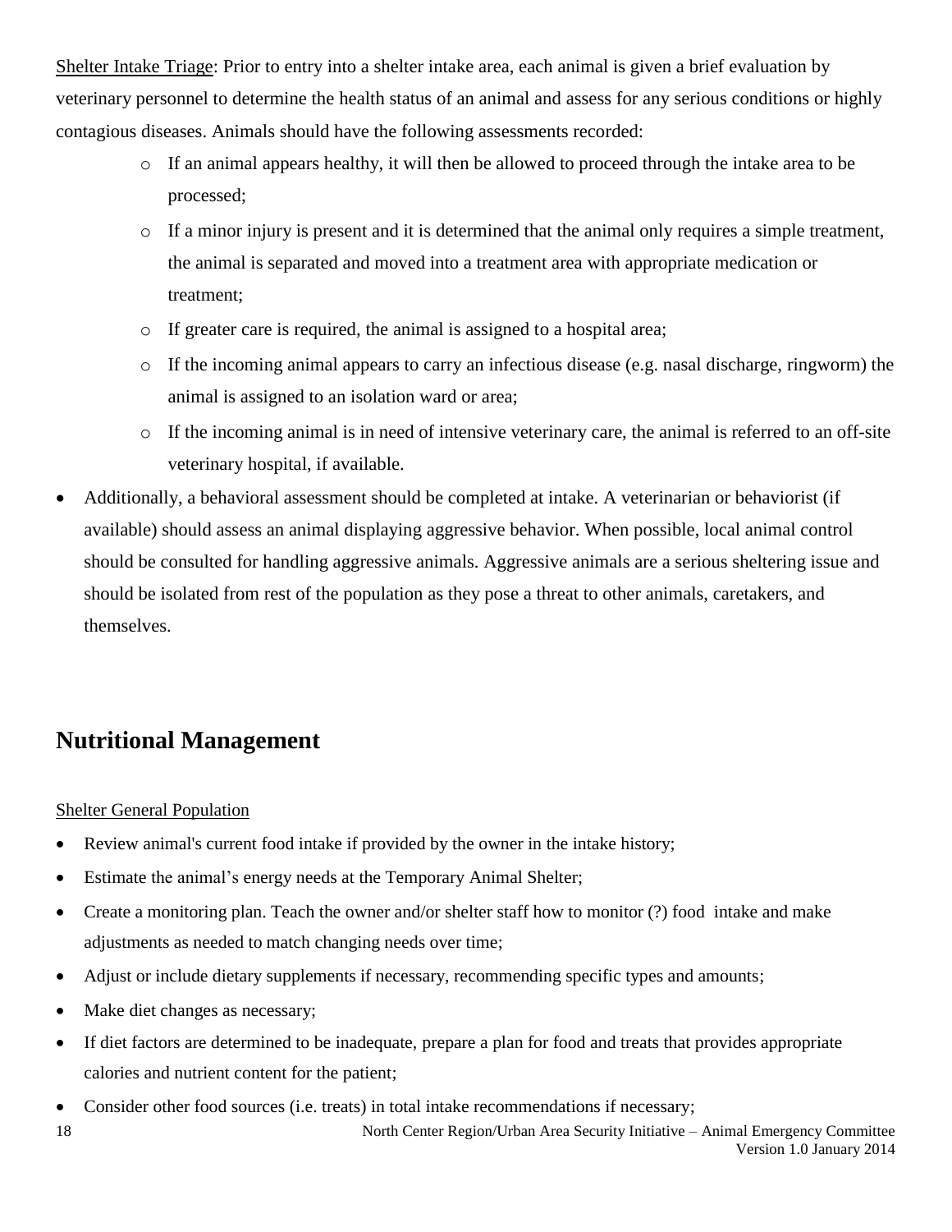Shelter Intake Triage: Prior to entry into a shelter intake area, each animal is given a brief evaluation by veterinary personnel to determine the health status of an animal and assess for any serious conditions or highly contagious diseases. Animals should have the following assessments recorded:

  - If an animal appears healthy, it will then be allowed to proceed through the intake area to be processed;
  - If a minor injury is present and it is determined that the animal only requires a simple treatment, the animal is separated and moved into a treatment area with appropriate medication or treatment;
  - If greater care is required, the animal is assigned to a hospital area;
  - If the incoming animal appears to carry an infectious disease (e.g. nasal discharge, ringworm) the animal is assigned to an isolation ward or area;
  - If the incoming animal is in need of intensive veterinary care, the animal is referred to an off-site veterinary hospital, if available.

- Additionally, a behavioral assessment should be completed at intake. A veterinarian or behaviorist (if available) should assess an animal displaying aggressive behavior. When possible, local animal control should be consulted for handling aggressive animals. Aggressive animals are a serious sheltering issue and should be isolated from rest of the population as they pose a threat to other animals, caretakers, and themselves.

## Nutritional Management

Shelter General Population

- Review animal's current food intake if provided by the owner in the intake history;
- Estimate the animal's energy needs at the Temporary Animal Shelter;
- Create a monitoring plan. Teach the owner and/or shelter staff how to monitor (?) food intake and make adjustments as needed to match changing needs over time;
- Adjust or include dietary supplements if necessary, recommending specific types and amounts;
- Make diet changes as necessary;
- If diet factors are determined to be inadequate, prepare a plan for food and treats that provides appropriate calories and nutrient content for the patient;
- Consider other food sources (i.e. treats) in total intake recommendations if necessary;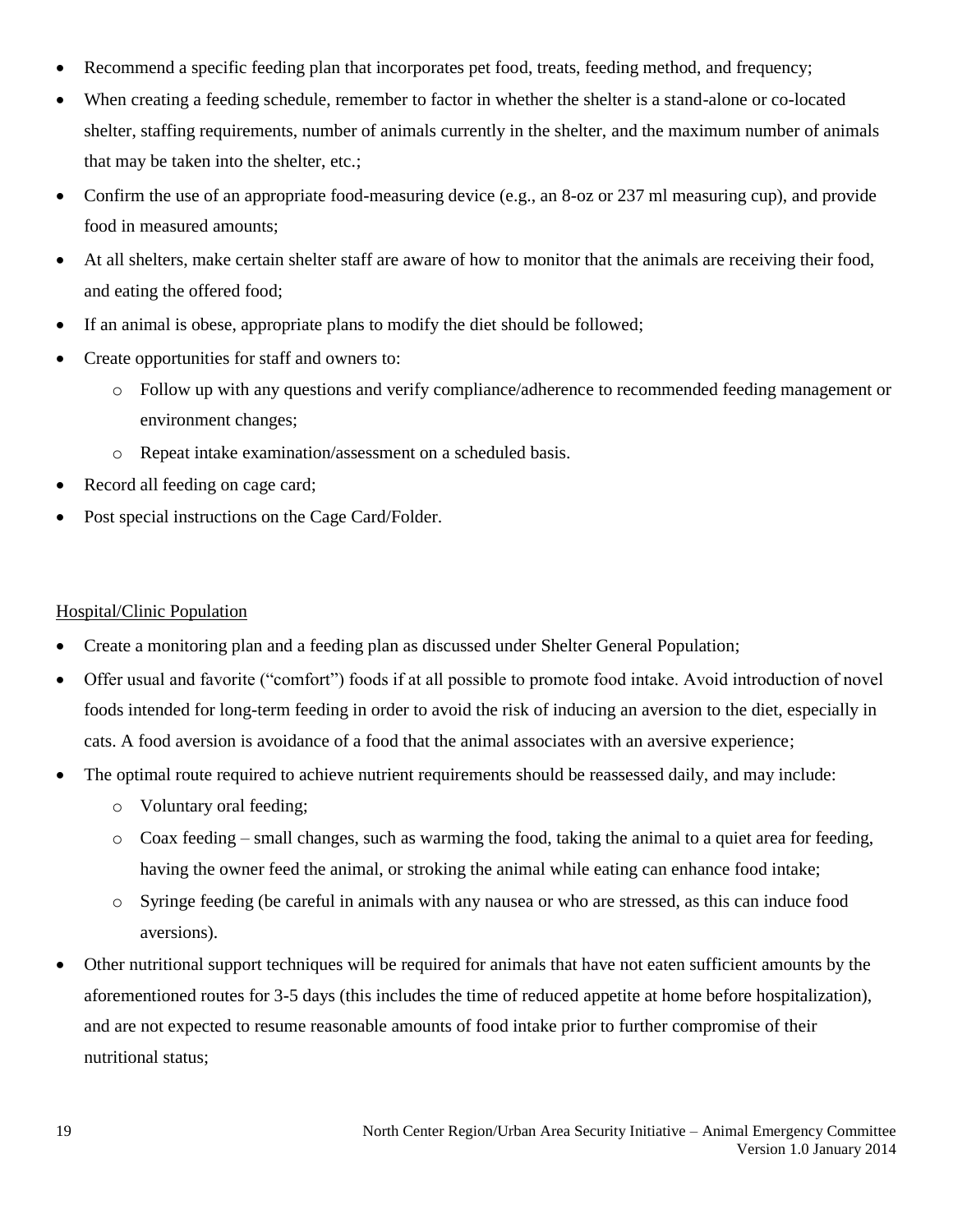- Recommend a specific feeding plan that incorporates pet food, treats, feeding method, and frequency;
- When creating a feeding schedule, remember to factor in whether the shelter is a stand-alone or co-located shelter, staffing requirements, number of animals currently in the shelter, and the maximum number of animals that may be taken into the shelter, etc.;
- Confirm the use of an appropriate food-measuring device (e.g., an 8-oz or 237 ml measuring cup), and provide food in measured amounts;
- At all shelters, make certain shelter staff are aware of how to monitor that the animals are receiving their food, and eating the offered food;
- If an animal is obese, appropriate plans to modify the diet should be followed;
- Create opportunities for staff and owners to:
  - Follow up with any questions and verify compliance/adherence to recommended feeding management or environment changes;
  - Repeat intake examination/assessment on a scheduled basis.
- Record all feeding on cage card;
- Post special instructions on the Cage Card/Folder.

Hospital/Clinic Population

- Create a monitoring plan and a feeding plan as discussed under Shelter General Population;
- Offer usual and favorite ("comfort") foods if at all possible to promote food intake. Avoid introduction of novel foods intended for long-term feeding in order to avoid the risk of inducing an aversion to the diet, especially in cats. A food aversion is avoidance of a food that the animal associates with an aversive experience;
- The optimal route required to achieve nutrient requirements should be reassessed daily, and may include:
  - Voluntary oral feeding;
  - Coax feeding – small changes, such as warming the food, taking the animal to a quiet area for feeding, having the owner feed the animal, or stroking the animal while eating can enhance food intake;
  - Syringe feeding (be careful in animals with any nausea or who are stressed, as this can induce food aversions).
- Other nutritional support techniques will be required for animals that have not eaten sufficient amounts by the aforementioned routes for 3-5 days (this includes the time of reduced appetite at home before hospitalization), and are not expected to resume reasonable amounts of food intake prior to further compromise of their nutritional status;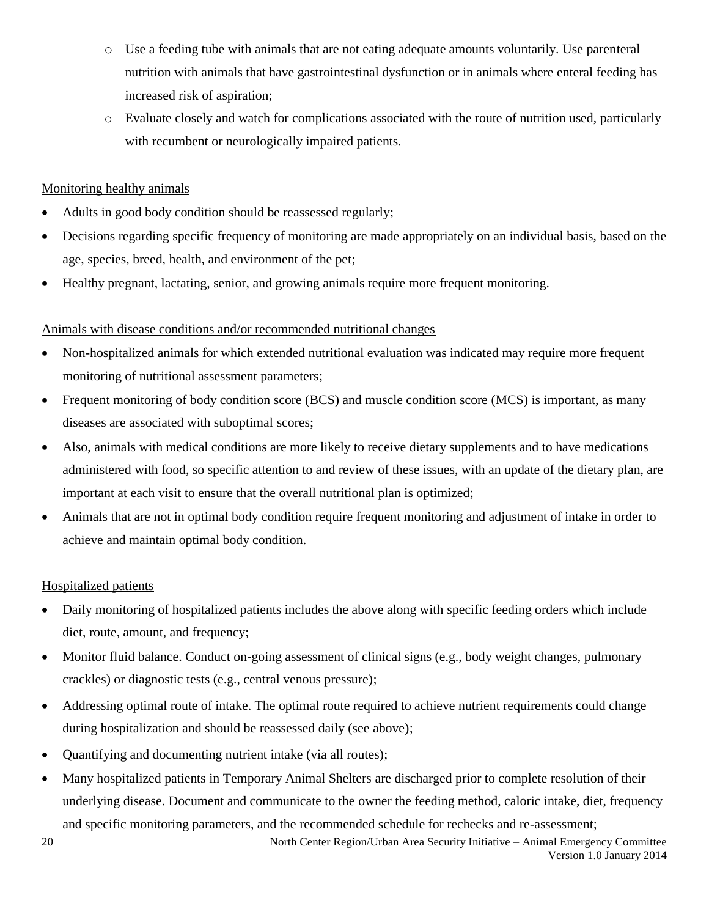- Use a feeding tube with animals that are not eating adequate amounts voluntarily. Use parenteral nutrition with animals that have gastrointestinal dysfunction or in animals where enteral feeding has increased risk of aspiration;
  - Evaluate closely and watch for complications associated with the route of nutrition used, particularly with recumbent or neurologically impaired patients.

<u>Monitoring healthy animals</u>

- Adults in good body condition should be reassessed regularly;
- Decisions regarding specific frequency of monitoring are made appropriately on an individual basis, based on the age, species, breed, health, and environment of the pet;
- Healthy pregnant, lactating, senior, and growing animals require more frequent monitoring.

<u>Animals with disease conditions and/or recommended nutritional changes</u>

- Non-hospitalized animals for which extended nutritional evaluation was indicated may require more frequent monitoring of nutritional assessment parameters;
- Frequent monitoring of body condition score (BCS) and muscle condition score (MCS) is important, as many diseases are associated with suboptimal scores;
- Also, animals with medical conditions are more likely to receive dietary supplements and to have medications administered with food, so specific attention to and review of these issues, with an update of the dietary plan, are important at each visit to ensure that the overall nutritional plan is optimized;
- Animals that are not in optimal body condition require frequent monitoring and adjustment of intake in order to achieve and maintain optimal body condition.

<u>Hospitalized patients</u>

- Daily monitoring of hospitalized patients includes the above along with specific feeding orders which include diet, route, amount, and frequency;
- Monitor fluid balance. Conduct on-going assessment of clinical signs (e.g., body weight changes, pulmonary crackles) or diagnostic tests (e.g., central venous pressure);
- Addressing optimal route of intake. The optimal route required to achieve nutrient requirements could change during hospitalization and should be reassessed daily (see above);
- Quantifying and documenting nutrient intake (via all routes);
- Many hospitalized patients in Temporary Animal Shelters are discharged prior to complete resolution of their underlying disease. Document and communicate to the owner the feeding method, caloric intake, diet, frequency and specific monitoring parameters, and the recommended schedule for rechecks and re-assessment;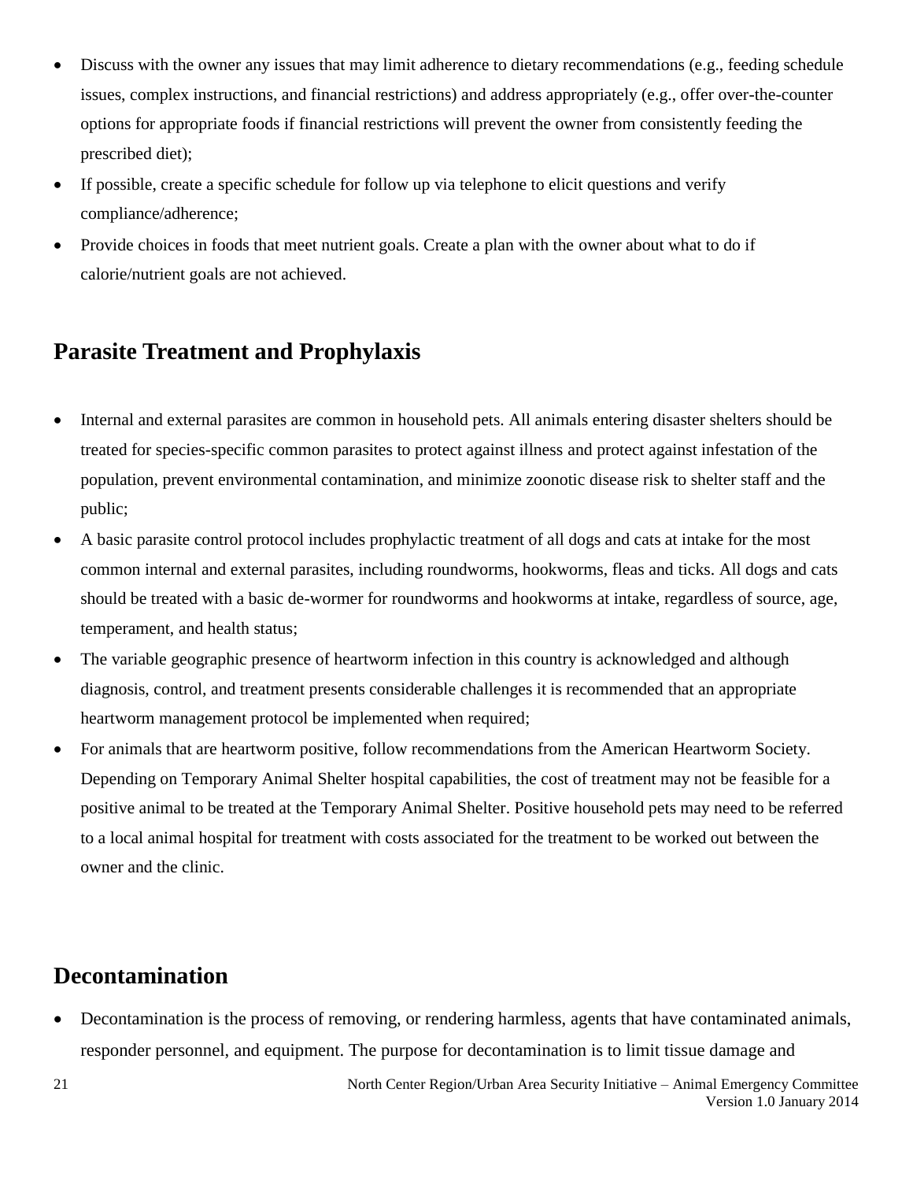- Discuss with the owner any issues that may limit adherence to dietary recommendations (e.g., feeding schedule issues, complex instructions, and financial restrictions) and address appropriately (e.g., offer over-the-counter options for appropriate foods if financial restrictions will prevent the owner from consistently feeding the prescribed diet);
- If possible, create a specific schedule for follow up via telephone to elicit questions and verify compliance/adherence;
- Provide choices in foods that meet nutrient goals. Create a plan with the owner about what to do if calorie/nutrient goals are not achieved.

## Parasite Treatment and Prophylaxis

- Internal and external parasites are common in household pets. All animals entering disaster shelters should be treated for species-specific common parasites to protect against illness and protect against infestation of the population, prevent environmental contamination, and minimize zoonotic disease risk to shelter staff and the public;
- A basic parasite control protocol includes prophylactic treatment of all dogs and cats at intake for the most common internal and external parasites, including roundworms, hookworms, fleas and ticks. All dogs and cats should be treated with a basic de-wormer for roundworms and hookworms at intake, regardless of source, age, temperament, and health status;
- The variable geographic presence of heartworm infection in this country is acknowledged and although diagnosis, control, and treatment presents considerable challenges it is recommended that an appropriate heartworm management protocol be implemented when required;
- For animals that are heartworm positive, follow recommendations from the American Heartworm Society. Depending on Temporary Animal Shelter hospital capabilities, the cost of treatment may not be feasible for a positive animal to be treated at the Temporary Animal Shelter. Positive household pets may need to be referred to a local animal hospital for treatment with costs associated for the treatment to be worked out between the owner and the clinic.

## Decontamination

- Decontamination is the process of removing, or rendering harmless, agents that have contaminated animals, responder personnel, and equipment. The purpose for decontamination is to limit tissue damage and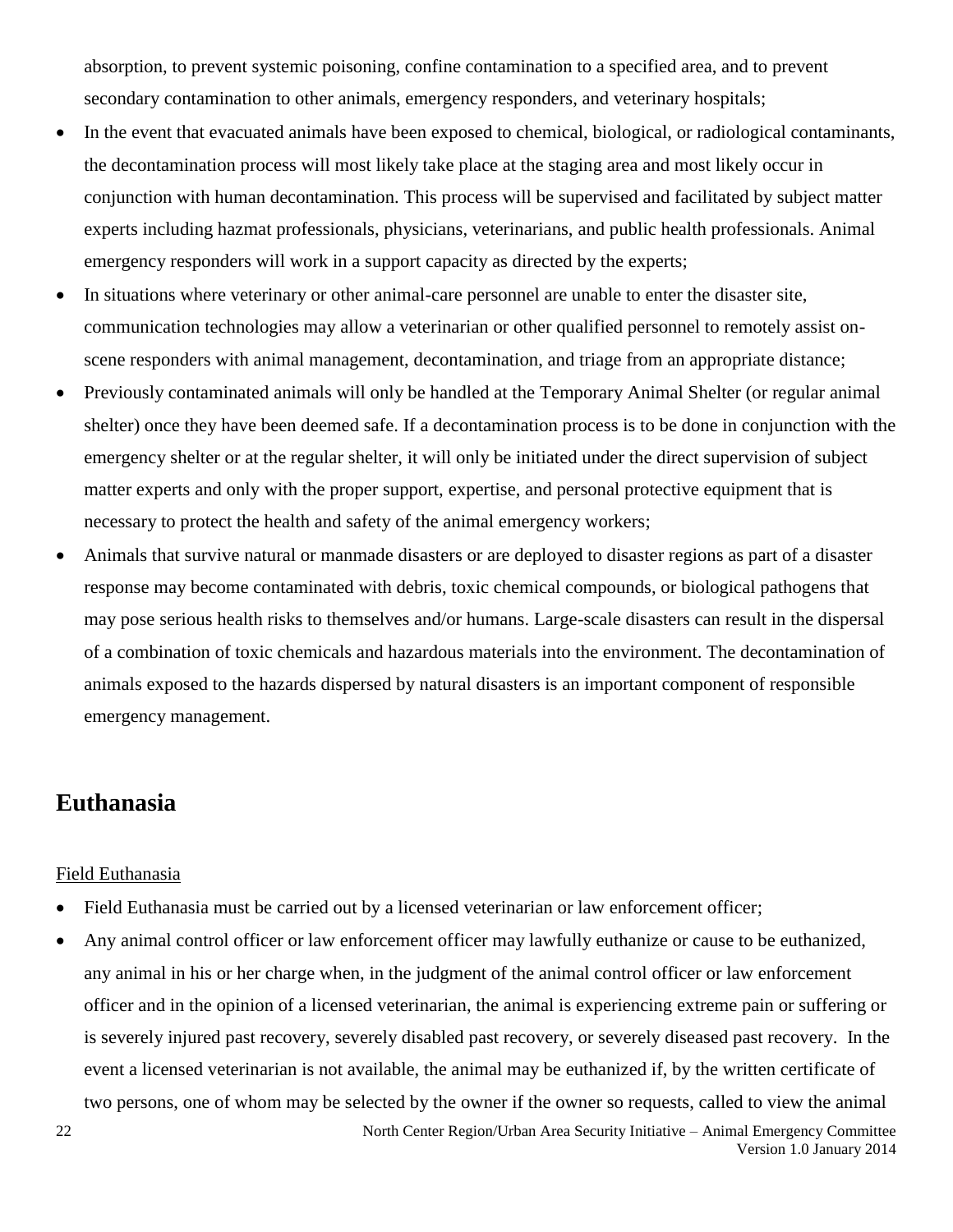absorption, to prevent systemic poisoning, confine contamination to a specified area, and to prevent secondary contamination to other animals, emergency responders, and veterinary hospitals;

- In the event that evacuated animals have been exposed to chemical, biological, or radiological contaminants, the decontamination process will most likely take place at the staging area and most likely occur in conjunction with human decontamination. This process will be supervised and facilitated by subject matter experts including hazmat professionals, physicians, veterinarians, and public health professionals. Animal emergency responders will work in a support capacity as directed by the experts;
- In situations where veterinary or other animal-care personnel are unable to enter the disaster site, communication technologies may allow a veterinarian or other qualified personnel to remotely assist on-scene responders with animal management, decontamination, and triage from an appropriate distance;
- Previously contaminated animals will only be handled at the Temporary Animal Shelter (or regular animal shelter) once they have been deemed safe. If a decontamination process is to be done in conjunction with the emergency shelter or at the regular shelter, it will only be initiated under the direct supervision of subject matter experts and only with the proper support, expertise, and personal protective equipment that is necessary to protect the health and safety of the animal emergency workers;
- Animals that survive natural or manmade disasters or are deployed to disaster regions as part of a disaster response may become contaminated with debris, toxic chemical compounds, or biological pathogens that may pose serious health risks to themselves and/or humans. Large-scale disasters can result in the dispersal of a combination of toxic chemicals and hazardous materials into the environment. The decontamination of animals exposed to the hazards dispersed by natural disasters is an important component of responsible emergency management.

## Euthanasia

Field Euthanasia

- Field Euthanasia must be carried out by a licensed veterinarian or law enforcement officer;
- Any animal control officer or law enforcement officer may lawfully euthanize or cause to be euthanized, any animal in his or her charge when, in the judgment of the animal control officer or law enforcement officer and in the opinion of a licensed veterinarian, the animal is experiencing extreme pain or suffering or is severely injured past recovery, severely disabled past recovery, or severely diseased past recovery. In the event a licensed veterinarian is not available, the animal may be euthanized if, by the written certificate of two persons, one of whom may be selected by the owner if the owner so requests, called to view the animal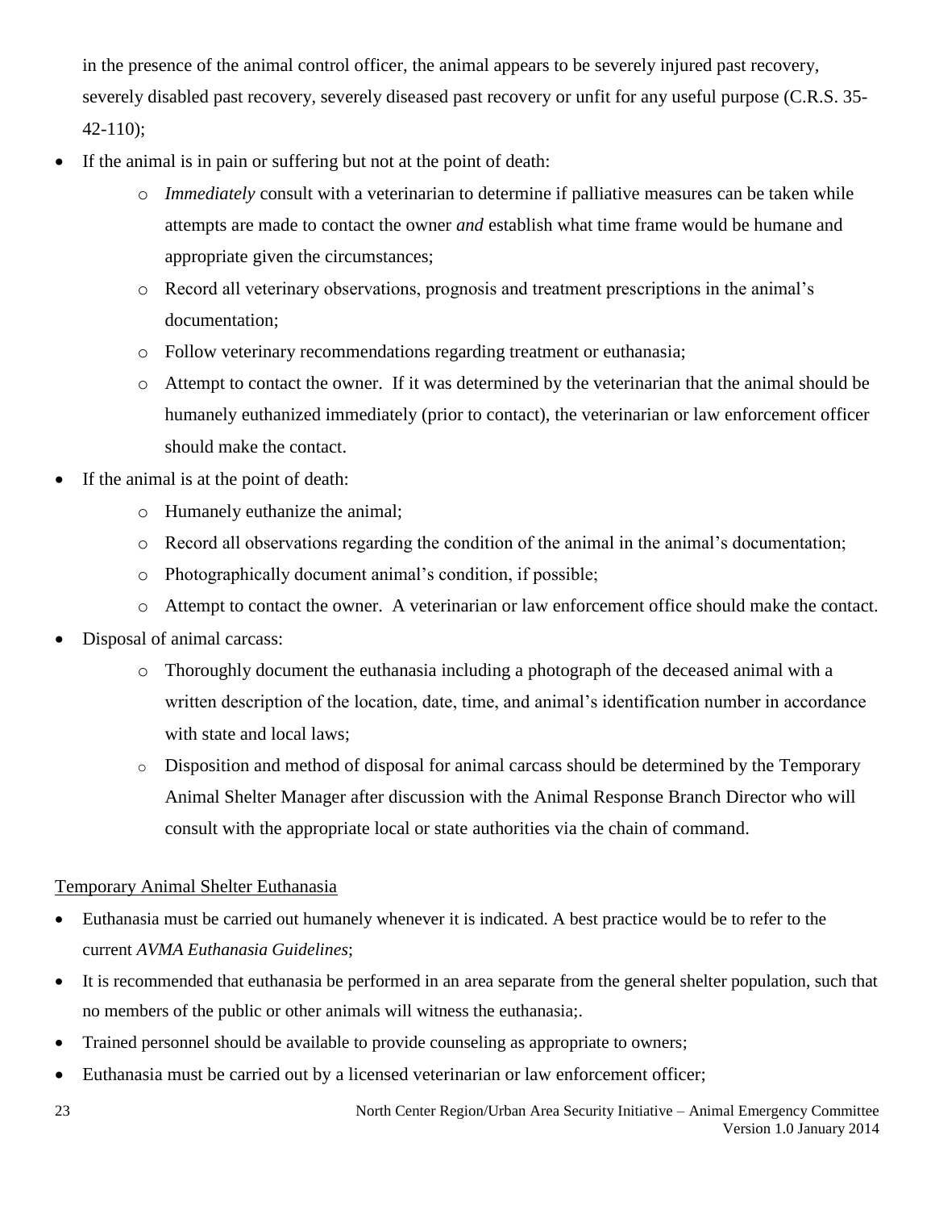in the presence of the animal control officer, the animal appears to be severely injured past recovery, severely disabled past recovery, severely diseased past recovery or unfit for any useful purpose (C.R.S. 35-42-110);

- If the animal is in pain or suffering but not at the point of death:
  - *Immediately* consult with a veterinarian to determine if palliative measures can be taken while attempts are made to contact the owner *and* establish what time frame would be humane and appropriate given the circumstances;
  - Record all veterinary observations, prognosis and treatment prescriptions in the animal's documentation;
  - Follow veterinary recommendations regarding treatment or euthanasia;
  - Attempt to contact the owner. If it was determined by the veterinarian that the animal should be humanely euthanized immediately (prior to contact), the veterinarian or law enforcement officer should make the contact.
- If the animal is at the point of death:
  - Humanely euthanize the animal;
  - Record all observations regarding the condition of the animal in the animal's documentation;
  - Photographically document animal's condition, if possible;
  - Attempt to contact the owner. A veterinarian or law enforcement office should make the contact.
- Disposal of animal carcass:
  - Thoroughly document the euthanasia including a photograph of the deceased animal with a written description of the location, date, time, and animal's identification number in accordance with state and local laws;
  - Disposition and method of disposal for animal carcass should be determined by the Temporary Animal Shelter Manager after discussion with the Animal Response Branch Director who will consult with the appropriate local or state authorities via the chain of command.

<u>Temporary Animal Shelter Euthanasia</u>

- Euthanasia must be carried out humanely whenever it is indicated. A best practice would be to refer to the current *AVMA Euthanasia Guidelines*;
- It is recommended that euthanasia be performed in an area separate from the general shelter population, such that no members of the public or other animals will witness the euthanasia;.
- Trained personnel should be available to provide counseling as appropriate to owners;
- Euthanasia must be carried out by a licensed veterinarian or law enforcement officer;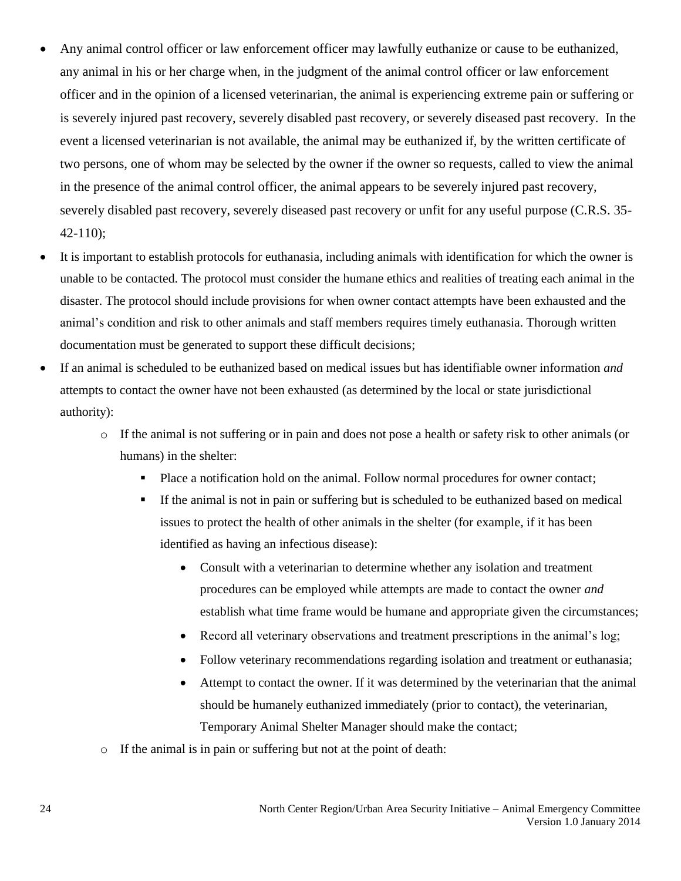- Any animal control officer or law enforcement officer may lawfully euthanize or cause to be euthanized, any animal in his or her charge when, in the judgment of the animal control officer or law enforcement officer and in the opinion of a licensed veterinarian, the animal is experiencing extreme pain or suffering or is severely injured past recovery, severely disabled past recovery, or severely diseased past recovery. In the event a licensed veterinarian is not available, the animal may be euthanized if, by the written certificate of two persons, one of whom may be selected by the owner if the owner so requests, called to view the animal in the presence of the animal control officer, the animal appears to be severely injured past recovery, severely disabled past recovery, severely diseased past recovery or unfit for any useful purpose (C.R.S. 35-42-110);
- It is important to establish protocols for euthanasia, including animals with identification for which the owner is unable to be contacted. The protocol must consider the humane ethics and realities of treating each animal in the disaster. The protocol should include provisions for when owner contact attempts have been exhausted and the animal's condition and risk to other animals and staff members requires timely euthanasia. Thorough written documentation must be generated to support these difficult decisions;
- If an animal is scheduled to be euthanized based on medical issues but has identifiable owner information *and* attempts to contact the owner have not been exhausted (as determined by the local or state jurisdictional authority):
  - If the animal is not suffering or in pain and does not pose a health or safety risk to other animals (or humans) in the shelter:
    - Place a notification hold on the animal. Follow normal procedures for owner contact;
    - If the animal is not in pain or suffering but is scheduled to be euthanized based on medical issues to protect the health of other animals in the shelter (for example, if it has been identified as having an infectious disease):
      - Consult with a veterinarian to determine whether any isolation and treatment procedures can be employed while attempts are made to contact the owner *and* establish what time frame would be humane and appropriate given the circumstances;
      - Record all veterinary observations and treatment prescriptions in the animal's log;
      - Follow veterinary recommendations regarding isolation and treatment or euthanasia;
      - Attempt to contact the owner. If it was determined by the veterinarian that the animal should be humanely euthanized immediately (prior to contact), the veterinarian, Temporary Animal Shelter Manager should make the contact;
  - If the animal is in pain or suffering but not at the point of death: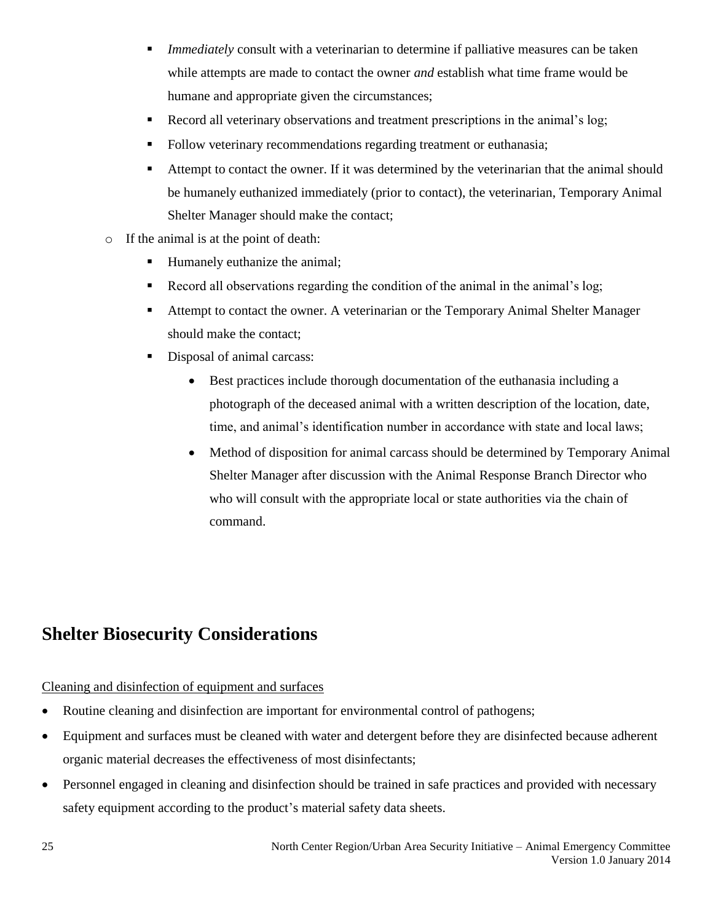- *Immediately* consult with a veterinarian to determine if palliative measures can be taken while attempts are made to contact the owner *and* establish what time frame would be humane and appropriate given the circumstances;
        - Record all veterinary observations and treatment prescriptions in the animal's log;
        - Follow veterinary recommendations regarding treatment or euthanasia;
        - Attempt to contact the owner. If it was determined by the veterinarian that the animal should be humanely euthanized immediately (prior to contact), the veterinarian, Temporary Animal Shelter Manager should make the contact;
    - If the animal is at the point of death:
        - Humanely euthanize the animal;
        - Record all observations regarding the condition of the animal in the animal's log;
        - Attempt to contact the owner. A veterinarian or the Temporary Animal Shelter Manager should make the contact;
        - Disposal of animal carcass:
            - Best practices include thorough documentation of the euthanasia including a photograph of the deceased animal with a written description of the location, date, time, and animal's identification number in accordance with state and local laws;
            - Method of disposition for animal carcass should be determined by Temporary Animal Shelter Manager after discussion with the Animal Response Branch Director who who will consult with the appropriate local or state authorities via the chain of command.

## Shelter Biosecurity Considerations

<u>Cleaning and disinfection of equipment and surfaces</u>

- Routine cleaning and disinfection are important for environmental control of pathogens;
- Equipment and surfaces must be cleaned with water and detergent before they are disinfected because adherent organic material decreases the effectiveness of most disinfectants;
- Personnel engaged in cleaning and disinfection should be trained in safe practices and provided with necessary safety equipment according to the product's material safety data sheets.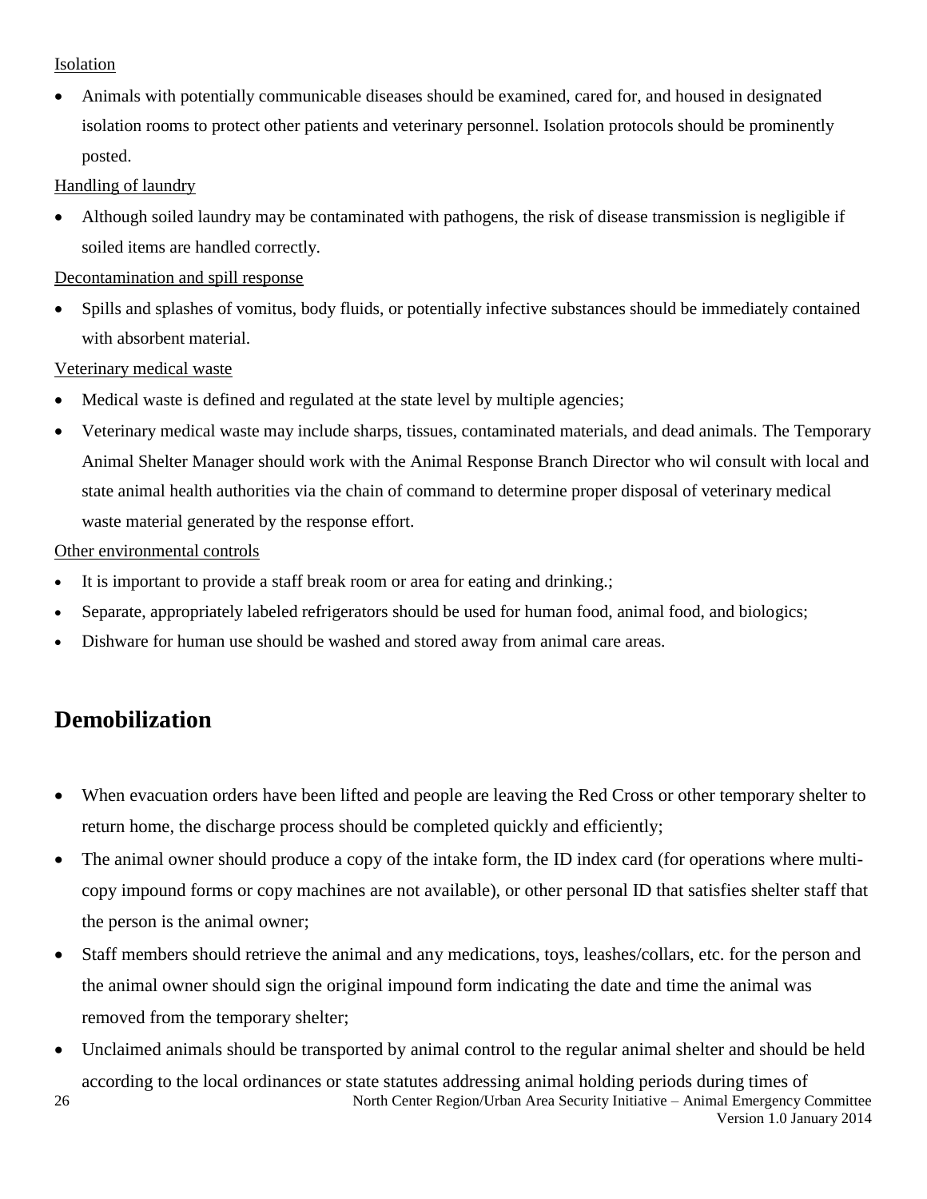Isolation

- Animals with potentially communicable diseases should be examined, cared for, and housed in designated isolation rooms to protect other patients and veterinary personnel. Isolation protocols should be prominently posted.

Handling of laundry

- Although soiled laundry may be contaminated with pathogens, the risk of disease transmission is negligible if soiled items are handled correctly.

Decontamination and spill response

- Spills and splashes of vomitus, body fluids, or potentially infective substances should be immediately contained with absorbent material.

Veterinary medical waste

- Medical waste is defined and regulated at the state level by multiple agencies;
- Veterinary medical waste may include sharps, tissues, contaminated materials, and dead animals. The Temporary Animal Shelter Manager should work with the Animal Response Branch Director who wil consult with local and state animal health authorities via the chain of command to determine proper disposal of veterinary medical waste material generated by the response effort.

Other environmental controls

- It is important to provide a staff break room or area for eating and drinking.;
- Separate, appropriately labeled refrigerators should be used for human food, animal food, and biologics;
- Dishware for human use should be washed and stored away from animal care areas.

## Demobilization

- When evacuation orders have been lifted and people are leaving the Red Cross or other temporary shelter to return home, the discharge process should be completed quickly and efficiently;
- The animal owner should produce a copy of the intake form, the ID index card (for operations where multi-copy impound forms or copy machines are not available), or other personal ID that satisfies shelter staff that the person is the animal owner;
- Staff members should retrieve the animal and any medications, toys, leashes/collars, etc. for the person and the animal owner should sign the original impound form indicating the date and time the animal was removed from the temporary shelter;
- Unclaimed animals should be transported by animal control to the regular animal shelter and should be held according to the local ordinances or state statutes addressing animal holding periods during times of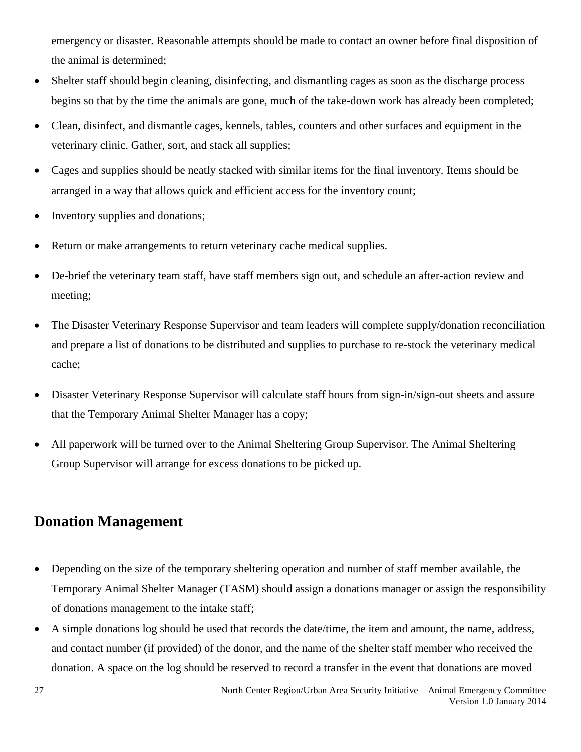emergency or disaster. Reasonable attempts should be made to contact an owner before final disposition of the animal is determined;

- Shelter staff should begin cleaning, disinfecting, and dismantling cages as soon as the discharge process begins so that by the time the animals are gone, much of the take-down work has already been completed;
- Clean, disinfect, and dismantle cages, kennels, tables, counters and other surfaces and equipment in the veterinary clinic. Gather, sort, and stack all supplies;
- Cages and supplies should be neatly stacked with similar items for the final inventory. Items should be arranged in a way that allows quick and efficient access for the inventory count;
- Inventory supplies and donations;
- Return or make arrangements to return veterinary cache medical supplies.
- De-brief the veterinary team staff, have staff members sign out, and schedule an after-action review and meeting;
- The Disaster Veterinary Response Supervisor and team leaders will complete supply/donation reconciliation and prepare a list of donations to be distributed and supplies to purchase to re-stock the veterinary medical cache;
- Disaster Veterinary Response Supervisor will calculate staff hours from sign-in/sign-out sheets and assure that the Temporary Animal Shelter Manager has a copy;
- All paperwork will be turned over to the Animal Sheltering Group Supervisor. The Animal Sheltering Group Supervisor will arrange for excess donations to be picked up.

## Donation Management

- Depending on the size of the temporary sheltering operation and number of staff member available, the Temporary Animal Shelter Manager (TASM) should assign a donations manager or assign the responsibility of donations management to the intake staff;
- A simple donations log should be used that records the date/time, the item and amount, the name, address, and contact number (if provided) of the donor, and the name of the shelter staff member who received the donation. A space on the log should be reserved to record a transfer in the event that donations are moved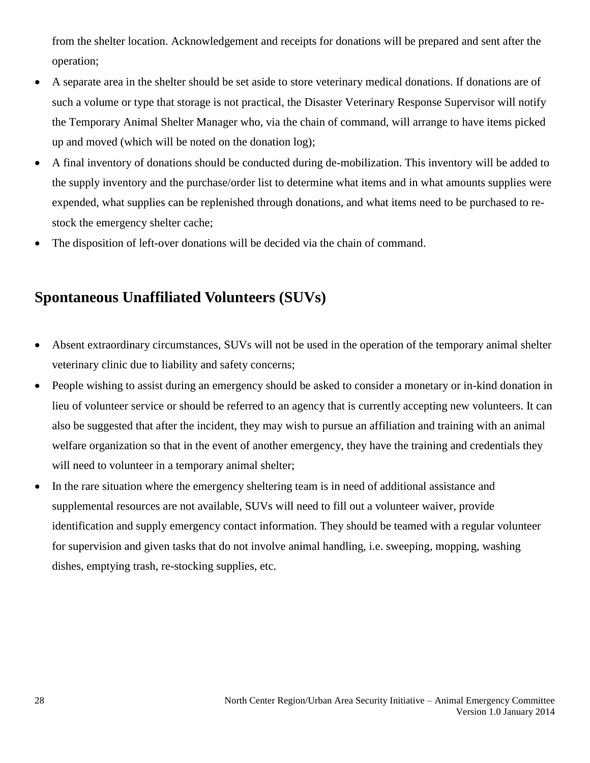from the shelter location. Acknowledgement and receipts for donations will be prepared and sent after the operation;

- A separate area in the shelter should be set aside to store veterinary medical donations. If donations are of such a volume or type that storage is not practical, the Disaster Veterinary Response Supervisor will notify the Temporary Animal Shelter Manager who, via the chain of command, will arrange to have items picked up and moved (which will be noted on the donation log);
- A final inventory of donations should be conducted during de-mobilization. This inventory will be added to the supply inventory and the purchase/order list to determine what items and in what amounts supplies were expended, what supplies can be replenished through donations, and what items need to be purchased to re-stock the emergency shelter cache;
- The disposition of left-over donations will be decided via the chain of command.

## Spontaneous Unaffiliated Volunteers (SUVs)

- Absent extraordinary circumstances, SUVs will not be used in the operation of the temporary animal shelter veterinary clinic due to liability and safety concerns;
- People wishing to assist during an emergency should be asked to consider a monetary or in-kind donation in lieu of volunteer service or should be referred to an agency that is currently accepting new volunteers. It can also be suggested that after the incident, they may wish to pursue an affiliation and training with an animal welfare organization so that in the event of another emergency, they have the training and credentials they will need to volunteer in a temporary animal shelter;
- In the rare situation where the emergency sheltering team is in need of additional assistance and supplemental resources are not available, SUVs will need to fill out a volunteer waiver, provide identification and supply emergency contact information. They should be teamed with a regular volunteer for supervision and given tasks that do not involve animal handling, i.e. sweeping, mopping, washing dishes, emptying trash, re-stocking supplies, etc.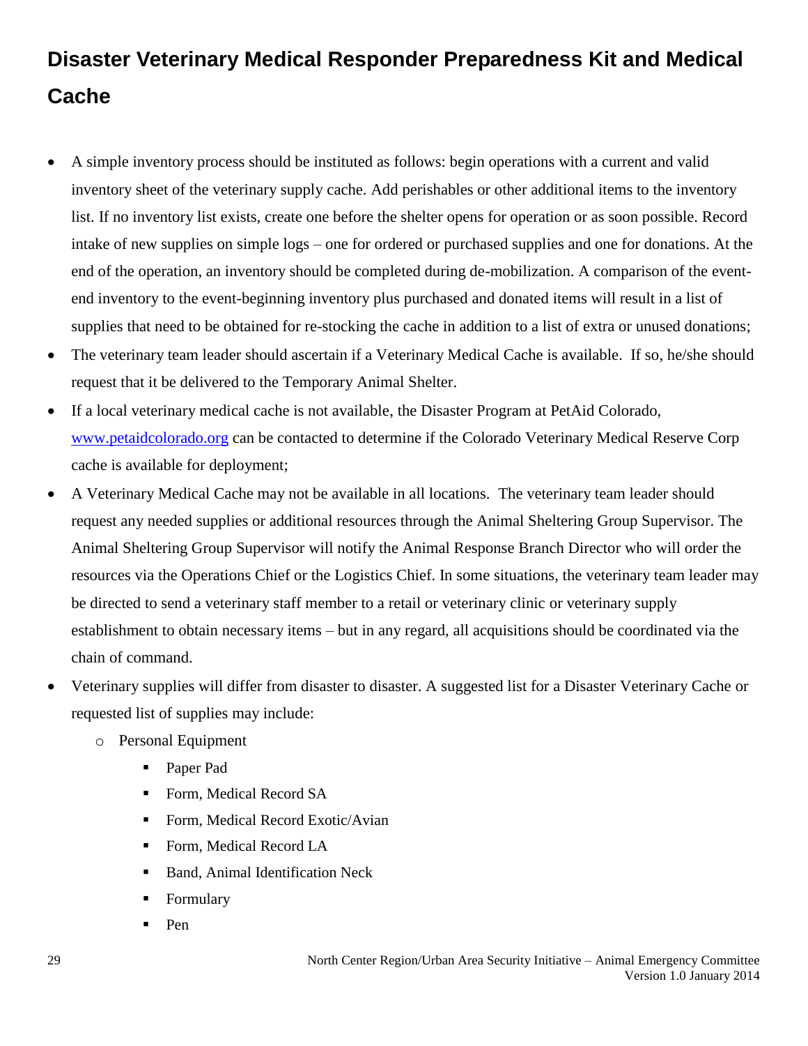## Disaster Veterinary Medical Responder Preparedness Kit and Medical Cache

- A simple inventory process should be instituted as follows: begin operations with a current and valid inventory sheet of the veterinary supply cache. Add perishables or other additional items to the inventory list. If no inventory list exists, create one before the shelter opens for operation or as soon possible. Record intake of new supplies on simple logs – one for ordered or purchased supplies and one for donations. At the end of the operation, an inventory should be completed during de-mobilization. A comparison of the event-end inventory to the event-beginning inventory plus purchased and donated items will result in a list of supplies that need to be obtained for re-stocking the cache in addition to a list of extra or unused donations;
- The veterinary team leader should ascertain if a Veterinary Medical Cache is available. If so, he/she should request that it be delivered to the Temporary Animal Shelter.
- If a local veterinary medical cache is not available, the Disaster Program at PetAid Colorado, [www.petaidcolorado.org](http://www.petaidcolorado.org) can be contacted to determine if the Colorado Veterinary Medical Reserve Corp cache is available for deployment;
- A Veterinary Medical Cache may not be available in all locations. The veterinary team leader should request any needed supplies or additional resources through the Animal Sheltering Group Supervisor. The Animal Sheltering Group Supervisor will notify the Animal Response Branch Director who will order the resources via the Operations Chief or the Logistics Chief. In some situations, the veterinary team leader may be directed to send a veterinary staff member to a retail or veterinary clinic or veterinary supply establishment to obtain necessary items – but in any regard, all acquisitions should be coordinated via the chain of command.
- Veterinary supplies will differ from disaster to disaster. A suggested list for a Disaster Veterinary Cache or requested list of supplies may include:
  - Personal Equipment
    - Paper Pad
    - Form, Medical Record SA
    - Form, Medical Record Exotic/Avian
    - Form, Medical Record LA
    - Band, Animal Identification Neck
    - Formulary
    - Pen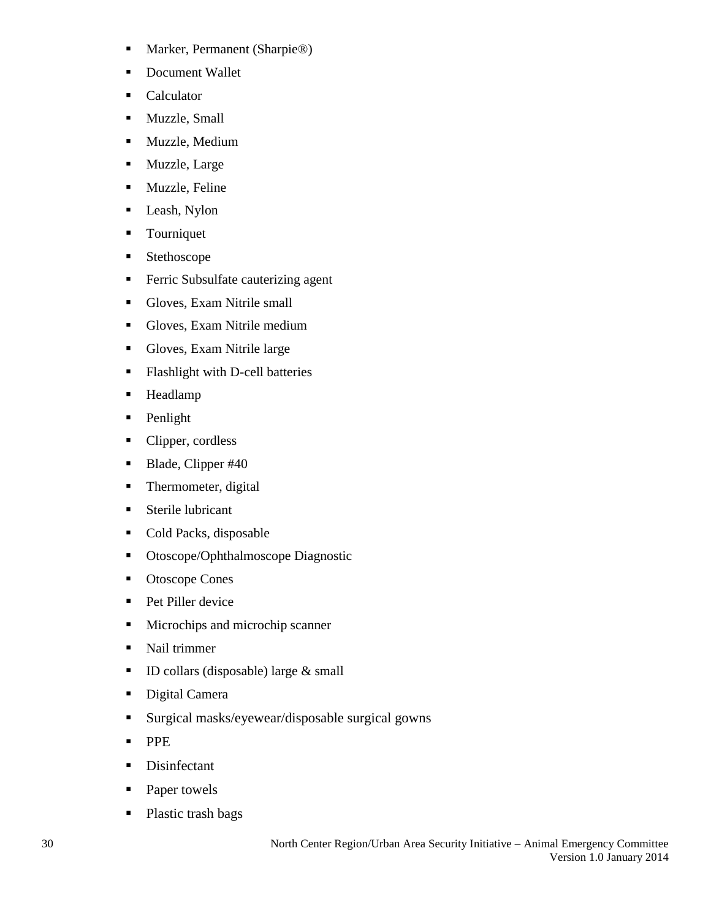- Marker, Permanent (Sharpie®)
- Document Wallet
- Calculator
- Muzzle, Small
- Muzzle, Medium
- Muzzle, Large
- Muzzle, Feline
- Leash, Nylon
- Tourniquet
- Stethoscope
- Ferric Subsulfate cauterizing agent
- Gloves, Exam Nitrile small
- Gloves, Exam Nitrile medium
- Gloves, Exam Nitrile large
- Flashlight with D-cell batteries
- Headlamp
- Penlight
- Clipper, cordless
- Blade, Clipper #40
- Thermometer, digital
- Sterile lubricant
- Cold Packs, disposable
- Otoscope/Ophthalmoscope Diagnostic
- Otoscope Cones
- Pet Piller device
- Microchips and microchip scanner
- Nail trimmer
- ID collars (disposable) large & small
- Digital Camera
- Surgical masks/eyewear/disposable surgical gowns
- PPE
- Disinfectant
- Paper towels
- Plastic trash bags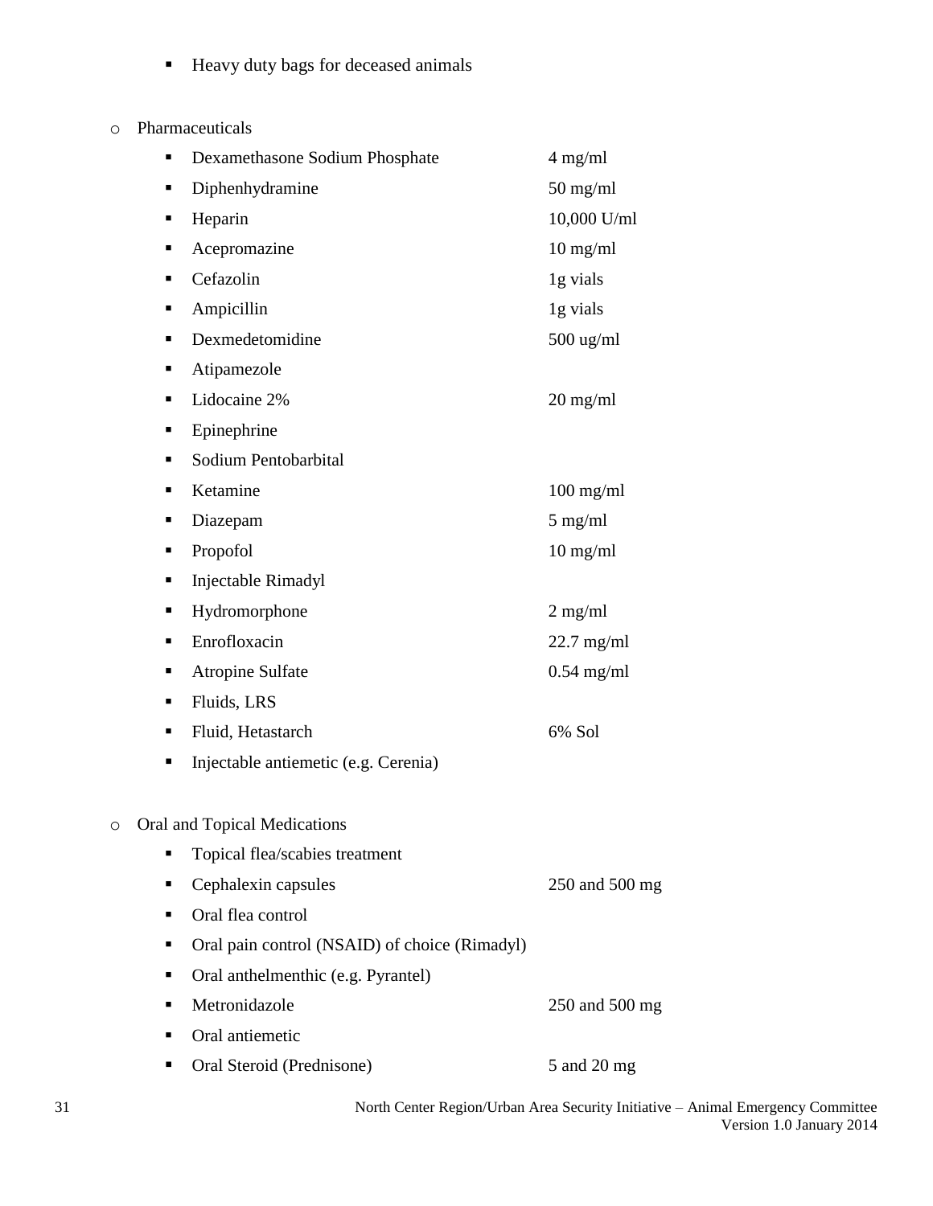- Heavy duty bags for deceased animals

- Pharmaceuticals
  - Dexamethasone Sodium Phosphate 4 mg/ml
  - Diphenhydramine 50 mg/ml
  - Heparin 10,000 U/ml
  - Acepromazine 10 mg/ml
  - Cefazolin 1g vials
  - Ampicillin 1g vials
  - Dexmedetomidine 500 ug/ml
  - Atipamezole
  - Lidocaine 2% 20 mg/ml
  - Epinephrine
  - Sodium Pentobarbital
  - Ketamine 100 mg/ml
  - Diazepam 5 mg/ml
  - Propofol 10 mg/ml
  - Injectable Rimadyl
  - Hydromorphone 2 mg/ml
  - Enrofloxacin 22.7 mg/ml
  - Atropine Sulfate 0.54 mg/ml
  - Fluids, LRS
  - Fluid, Hetastarch 6% Sol
  - Injectable antiemetic (e.g. Cerenia)

- Oral and Topical Medications
  - Topical flea/scabies treatment
  - Cephalexin capsules 250 and 500 mg
  - Oral flea control
  - Oral pain control (NSAID) of choice (Rimadyl)
  - Oral anthelmenthic (e.g. Pyrantel)
  - Metronidazole 250 and 500 mg
  - Oral antiemetic
  - Oral Steroid (Prednisone) 5 and 20 mg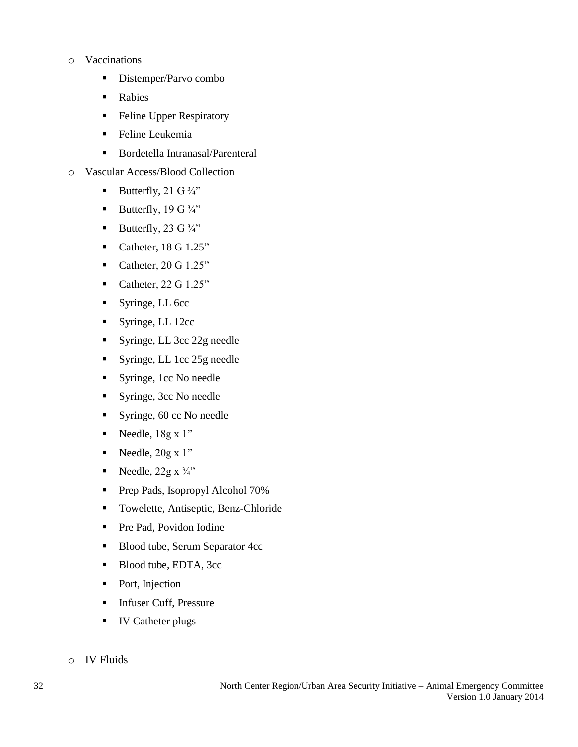- Vaccinations
  - Distemper/Parvo combo
  - Rabies
  - Feline Upper Respiratory
  - Feline Leukemia
  - Bordetella Intranasal/Parenteral
- Vascular Access/Blood Collection
  - Butterfly, 21 G ¾"
  - Butterfly, 19 G ¾"
  - Butterfly, 23 G ¾"
  - Catheter, 18 G 1.25"
  - Catheter, 20 G 1.25"
  - Catheter, 22 G 1.25"
  - Syringe, LL 6cc
  - Syringe, LL 12cc
  - Syringe, LL 3cc 22g needle
  - Syringe, LL 1cc 25g needle
  - Syringe, 1cc No needle
  - Syringe, 3cc No needle
  - Syringe, 60 cc No needle
  - Needle, 18g x 1"
  - Needle, 20g x 1"
  - Needle, 22g x ¾"
  - Prep Pads, Isopropyl Alcohol 70%
  - Towelette, Antiseptic, Benz-Chloride
  - Pre Pad, Povidon Iodine
  - Blood tube, Serum Separator 4cc
  - Blood tube, EDTA, 3cc
  - Port, Injection
  - Infuser Cuff, Pressure
  - IV Catheter plugs
- IV Fluids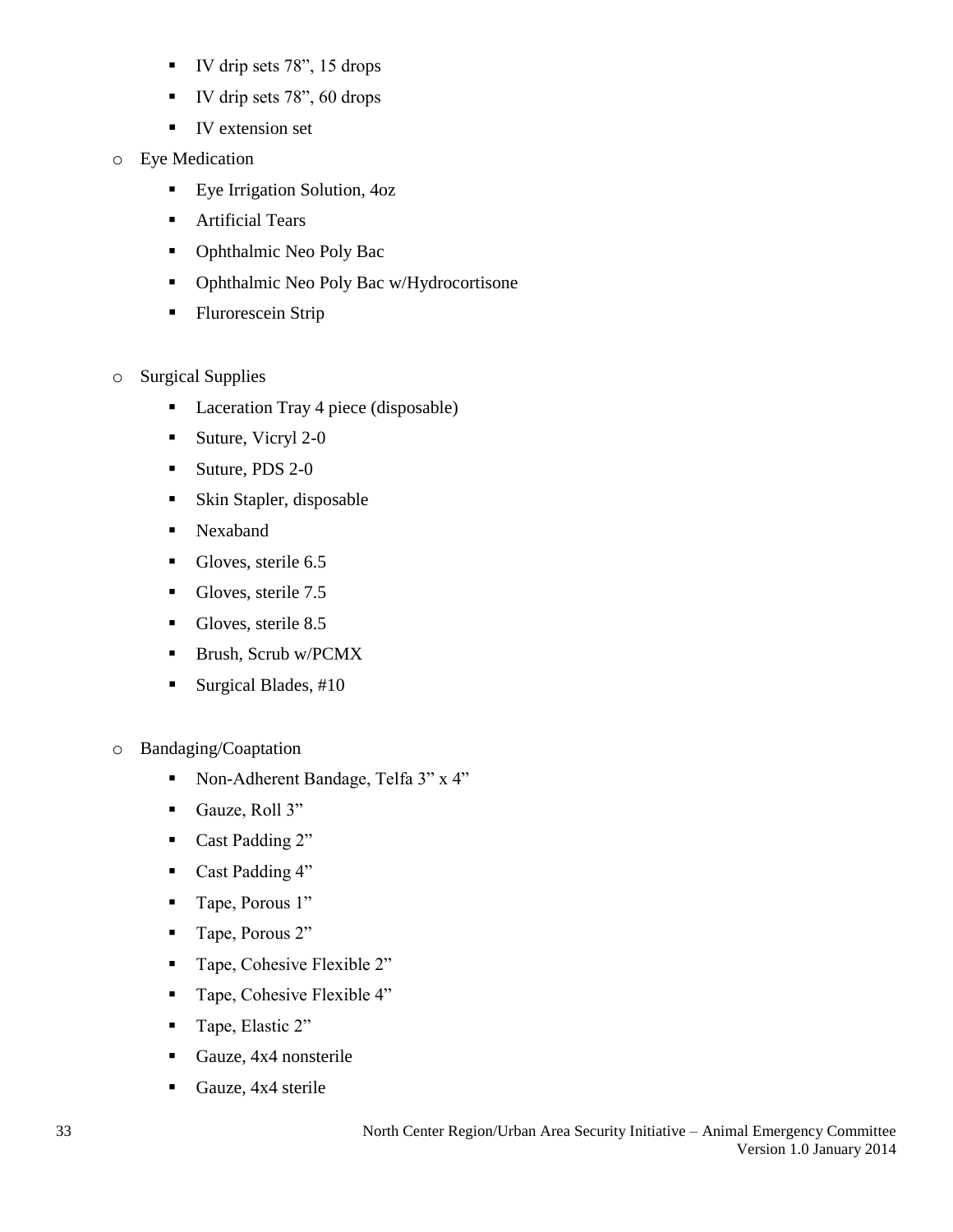- IV drip sets 78”, 15 drops
    - IV drip sets 78”, 60 drops
    - IV extension set
- Eye Medication
    - Eye Irrigation Solution, 4oz
    - Artificial Tears
    - Ophthalmic Neo Poly Bac
    - Ophthalmic Neo Poly Bac w/Hydrocortisone
    - Flurorescein Strip

- Surgical Supplies
    - Laceration Tray 4 piece (disposable)
    - Suture, Vicryl 2-0
    - Suture, PDS 2-0
    - Skin Stapler, disposable
    - Nexaband
    - Gloves, sterile 6.5
    - Gloves, sterile 7.5
    - Gloves, sterile 8.5
    - Brush, Scrub w/PCMX
    - Surgical Blades, #10

- Bandaging/Coaptation
    - Non-Adherent Bandage, Telfa 3” x 4”
    - Gauze, Roll 3”
    - Cast Padding 2”
    - Cast Padding 4”
    - Tape, Porous 1”
    - Tape, Porous 2”
    - Tape, Cohesive Flexible 2”
    - Tape, Cohesive Flexible 4”
    - Tape, Elastic 2”
    - Gauze, 4x4 nonsterile
    - Gauze, 4x4 sterile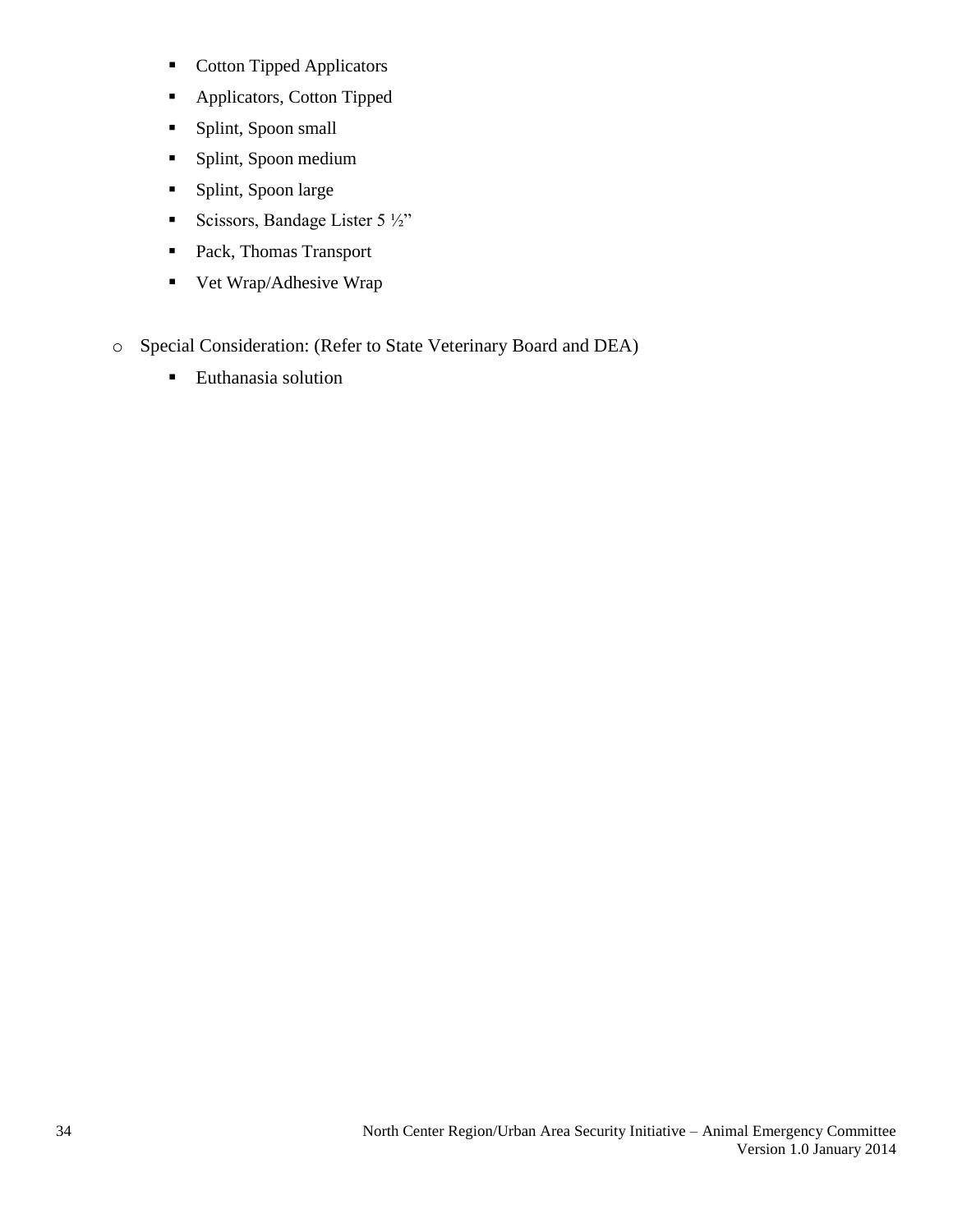- Cotton Tipped Applicators
- Applicators, Cotton Tipped
- Splint, Spoon small
- Splint, Spoon medium
- Splint, Spoon large
- Scissors, Bandage Lister 5 ½"
- Pack, Thomas Transport
- Vet Wrap/Adhesive Wrap

- Special Consideration: (Refer to State Veterinary Board and DEA)
  - Euthanasia solution